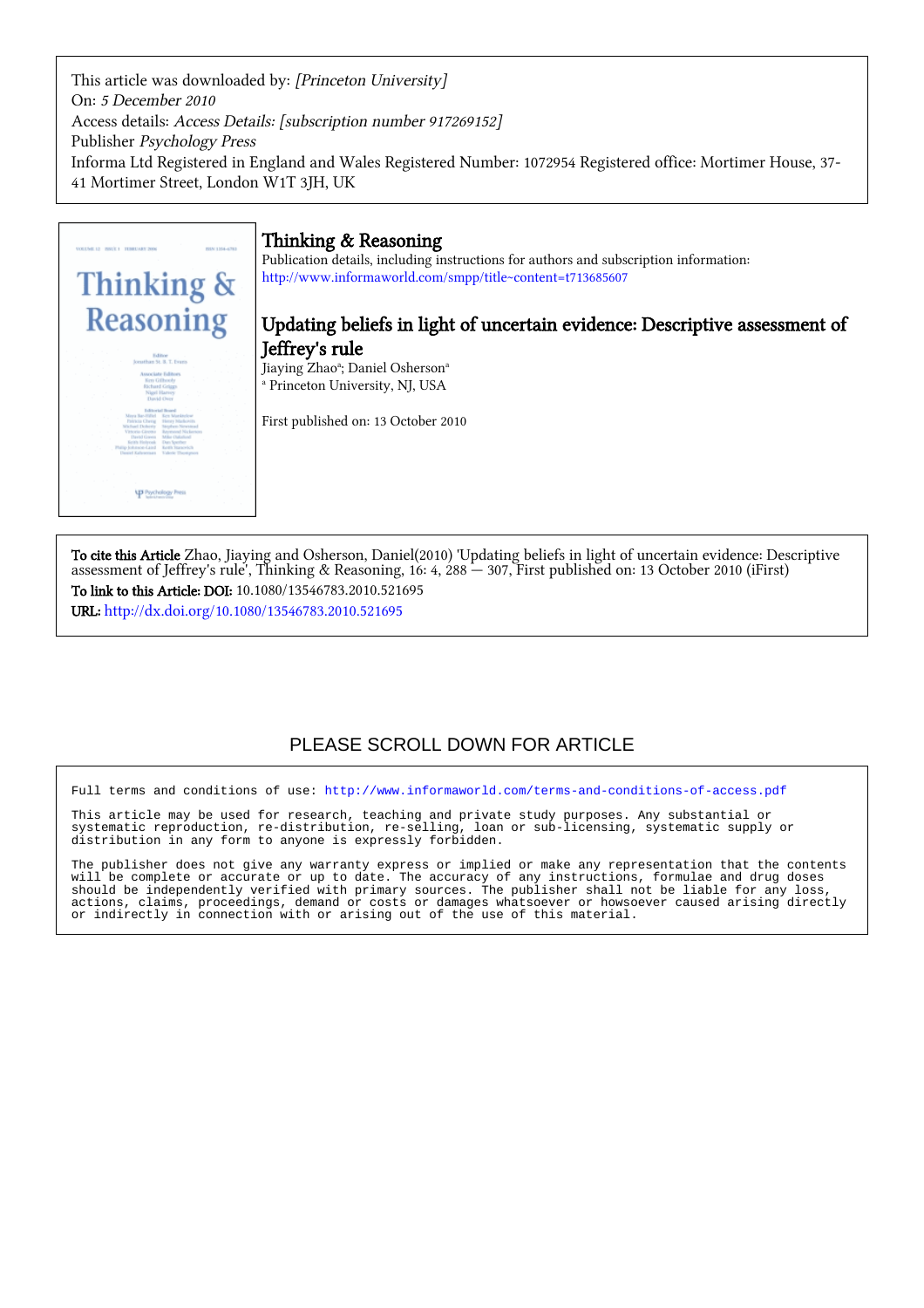This article was downloaded by: *[Princeton University]*
On: *5 December 2010*
Access details: *Access Details: [subscription number 917269152]*
Publisher *Psychology Press*
Informa Ltd Registered in England and Wales Registered Number: 1072954 Registered office: Mortimer House, 37-41 Mortimer Street, London W1T 3JH, UK

# Thinking & Reasoning

Publication details, including instructions for authors and subscription information:
http://www.informaworld.com/smpp/title~content=t713685607

## Updating beliefs in light of uncertain evidence: Descriptive assessment of Jeffrey's rule

Jiaying Zhao[a]; Daniel Osherson[a]

[a] Princeton University, NJ, USA

First published on: 13 October 2010

**To cite this Article** Zhao, Jiaying and Osherson, Daniel(2010) 'Updating beliefs in light of uncertain evidence: Descriptive assessment of Jeffrey's rule', Thinking & Reasoning, 16: 4, 288 — 307, First published on: 13 October 2010 (iFirst)

**To link to this Article: DOI:** 10.1080/13546783.2010.521695

**URL:** http://dx.doi.org/10.1080/13546783.2010.521695

PLEASE SCROLL DOWN FOR ARTICLE

Full terms and conditions of use: http://www.informaworld.com/terms-and-conditions-of-access.pdf

This article may be used for research, teaching and private study purposes. Any substantial or systematic reproduction, re-distribution, re-selling, loan or sub-licensing, systematic supply or distribution in any form to anyone is expressly forbidden.

The publisher does not give any warranty express or implied or make any representation that the contents will be complete or accurate or up to date. The accuracy of any instructions, formulae and drug doses should be independently verified with primary sources. The publisher shall not be liable for any loss, actions, claims, proceedings, demand or costs or damages whatsoever or howsoever caused arising directly or indirectly in connection with or arising out of the use of this material.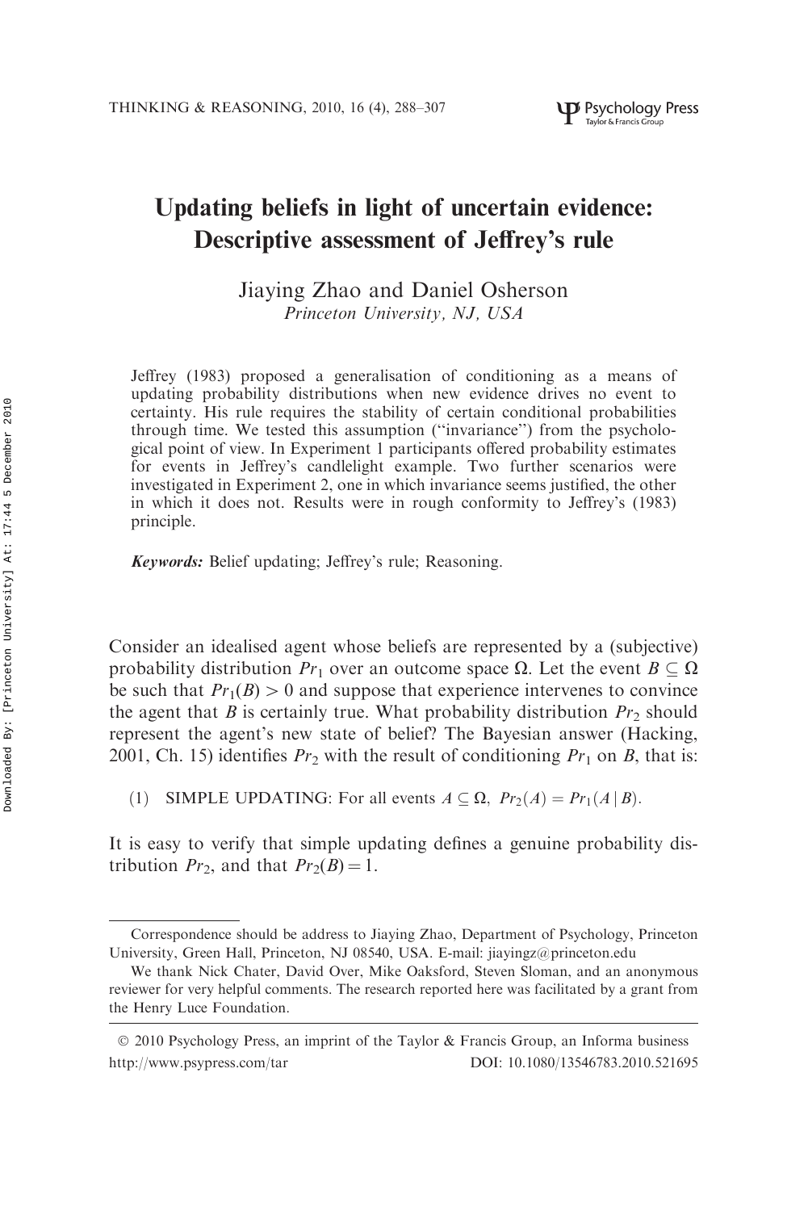# Updating beliefs in light of uncertain evidence: Descriptive assessment of Jeffrey's rule

Jiaying Zhao and Daniel Osherson

*Princeton University, NJ, USA*

Jeffrey (1983) proposed a generalisation of conditioning as a means of updating probability distributions when new evidence drives no event to certainty. His rule requires the stability of certain conditional probabilities through time. We tested this assumption ("invariance") from the psychological point of view. In Experiment 1 participants offered probability estimates for events in Jeffrey's candlelight example. Two further scenarios were investigated in Experiment 2, one in which invariance seems justified, the other in which it does not. Results were in rough conformity to Jeffrey's (1983) principle.

***Keywords:*** Belief updating; Jeffrey's rule; Reasoning.

Consider an idealised agent whose beliefs are represented by a (subjective) probability distribution $Pr_1$ over an outcome space $\Omega$. Let the event $B \subseteq \Omega$ be such that $Pr_1(B) > 0$ and suppose that experience intervenes to convince the agent that $B$ is certainly true. What probability distribution $Pr_2$ should represent the agent's new state of belief? The Bayesian answer (Hacking, 2001, Ch. 15) identifies $Pr_2$ with the result of conditioning $Pr_1$ on $B$, that is:

(1) SIMPLE UPDATING: For all events $A \subseteq \Omega$, $Pr_2(A) = Pr_1(A \mid B)$.

It is easy to verify that simple updating defines a genuine probability distribution $Pr_2$, and that $Pr_2(B) = 1$.

Correspondence should be address to Jiaying Zhao, Department of Psychology, Princeton University, Green Hall, Princeton, NJ 08540, USA. E-mail: jiayingz@princeton.edu

We thank Nick Chater, David Over, Mike Oaksford, Steven Sloman, and an anonymous reviewer for very helpful comments. The research reported here was facilitated by a grant from the Henry Luce Foundation.

© 2010 Psychology Press, an imprint of the Taylor & Francis Group, an Informa business
http://www.psypress.com/tar DOI: 10.1080/13546783.2010.521695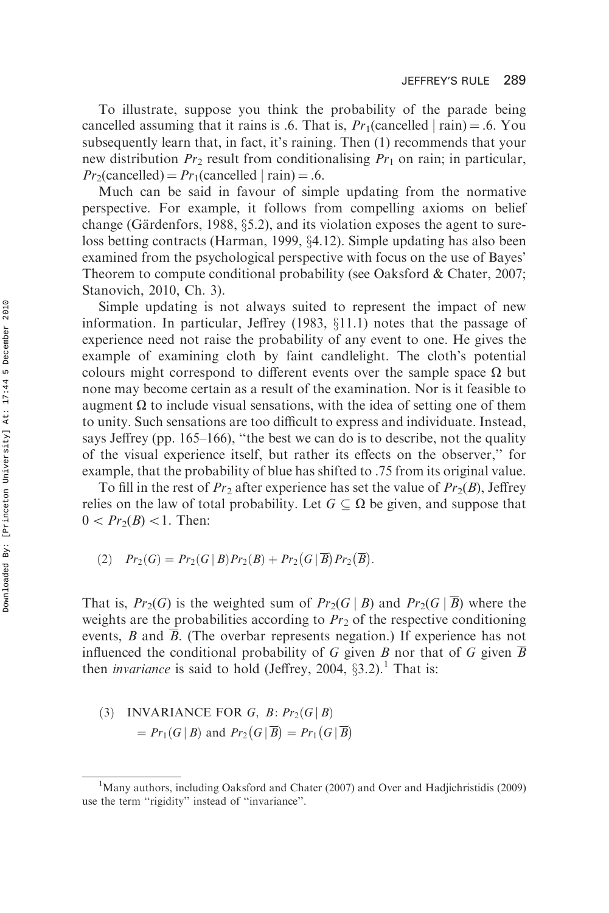To illustrate, suppose you think the probability of the parade being cancelled assuming that it rains is .6. That is, $Pr_1(\text{cancelled} \mid \text{rain}) = .6$. You subsequently learn that, in fact, it's raining. Then (1) recommends that your new distribution $Pr_2$ result from conditionalising $Pr_1$ on rain; in particular, $Pr_2(\text{cancelled}) = Pr_1(\text{cancelled} \mid \text{rain}) = .6$.

Much can be said in favour of simple updating from the normative perspective. For example, it follows from compelling axioms on belief change (Gärdenfors, 1988, §5.2), and its violation exposes the agent to sure-loss betting contracts (Harman, 1999, §4.12). Simple updating has also been examined from the psychological perspective with focus on the use of Bayes' Theorem to compute conditional probability (see Oaksford & Chater, 2007; Stanovich, 2010, Ch. 3).

Simple updating is not always suited to represent the impact of new information. In particular, Jeffrey (1983, §11.1) notes that the passage of experience need not raise the probability of any event to one. He gives the example of examining cloth by faint candlelight. The cloth's potential colours might correspond to different events over the sample space $\Omega$ but none may become certain as a result of the examination. Nor is it feasible to augment $\Omega$ to include visual sensations, with the idea of setting one of them to unity. Such sensations are too difficult to express and individuate. Instead, says Jeffrey (pp. 165–166), "the best we can do is to describe, not the quality of the visual experience itself, but rather its effects on the observer," for example, that the probability of blue has shifted to .75 from its original value.

To fill in the rest of $Pr_2$ after experience has set the value of $Pr_2(B)$, Jeffrey relies on the law of total probability. Let $G \subseteq \Omega$ be given, and suppose that $0 < Pr_2(B) < 1$. Then:

$$(2) \quad Pr_2(G) = Pr_2(G \mid B)Pr_2(B) + Pr_2(G \mid \overline{B})Pr_2(\overline{B}).$$

That is, $Pr_2(G)$ is the weighted sum of $Pr_2(G \mid B)$ and $Pr_2(G \mid \overline{B})$ where the weights are the probabilities according to $Pr_2$ of the respective conditioning events, $B$ and $\overline{B}$. (The overbar represents negation.) If experience has not influenced the conditional probability of $G$ given $B$ nor that of $G$ given $\overline{B}$ then *invariance* is said to hold (Jeffrey, 2004, §3.2).[1] That is:

$$(3) \quad \text{INVARIANCE FOR } G,\ B\text{: } Pr_2(G \mid B) = Pr_1(G \mid B) \text{ and } Pr_2(G \mid \overline{B}) = Pr_1(G \mid \overline{B})$$

[1] Many authors, including Oaksford and Chater (2007) and Over and Hadjichristidis (2009) use the term "rigidity" instead of "invariance".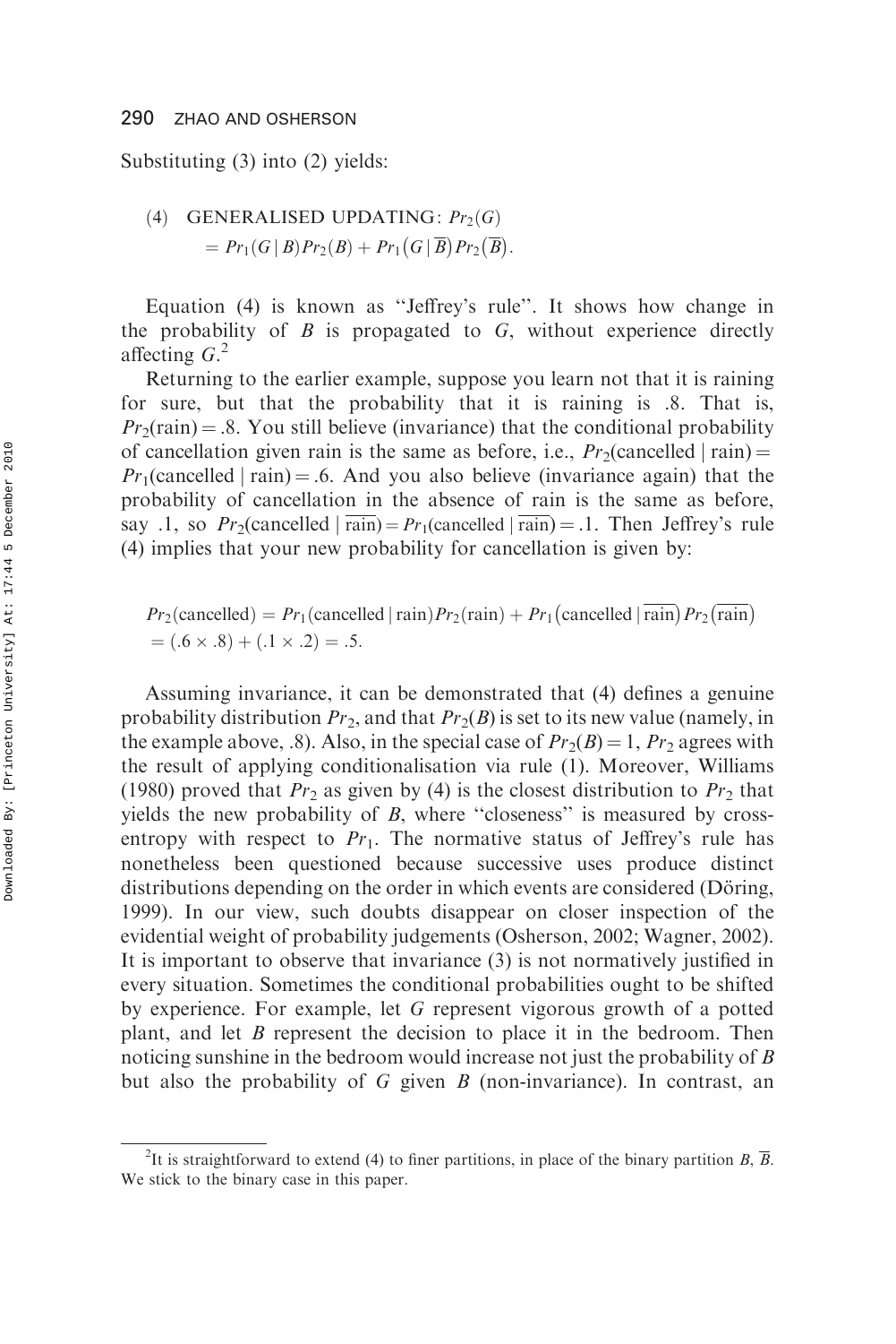Substituting (3) into (2) yields:

(4) GENERALISED UPDATING: $Pr_2(G)$
$$= Pr_1(G \mid B)Pr_2(B) + Pr_1(G \mid \overline{B})Pr_2(\overline{B}).$$

Equation (4) is known as "Jeffrey's rule". It shows how change in the probability of $B$ is propagated to $G$, without experience directly affecting $G$.[2]

Returning to the earlier example, suppose you learn not that it is raining for sure, but that the probability that it is raining is .8. That is, $Pr_2(\text{rain}) = .8$. You still believe (invariance) that the conditional probability of cancellation given rain is the same as before, i.e., $Pr_2(\text{cancelled} \mid \text{rain}) = Pr_1(\text{cancelled} \mid \text{rain}) = .6$. And you also believe (invariance again) that the probability of cancellation in the absence of rain is the same as before, say .1, so $Pr_2(\text{cancelled} \mid \overline{\text{rain}}) = Pr_1(\text{cancelled} \mid \overline{\text{rain}}) = .1$. Then Jeffrey's rule (4) implies that your new probability for cancellation is given by:

$$Pr_2(\text{cancelled}) = Pr_1(\text{cancelled} \mid \text{rain})Pr_2(\text{rain}) + Pr_1(\text{cancelled} \mid \overline{\text{rain}})Pr_2(\overline{\text{rain}})$$
$$= (.6 \times .8) + (.1 \times .2) = .5.$$

Assuming invariance, it can be demonstrated that (4) defines a genuine probability distribution $Pr_2$, and that $Pr_2(B)$ is set to its new value (namely, in the example above, .8). Also, in the special case of $Pr_2(B) = 1$, $Pr_2$ agrees with the result of applying conditionalisation via rule (1). Moreover, Williams (1980) proved that $Pr_2$ as given by (4) is the closest distribution to $Pr_2$ that yields the new probability of $B$, where "closeness" is measured by cross-entropy with respect to $Pr_1$. The normative status of Jeffrey's rule has nonetheless been questioned because successive uses produce distinct distributions depending on the order in which events are considered (Döring, 1999). In our view, such doubts disappear on closer inspection of the evidential weight of probability judgements (Osherson, 2002; Wagner, 2002). It is important to observe that invariance (3) is not normatively justified in every situation. Sometimes the conditional probabilities ought to be shifted by experience. For example, let $G$ represent vigorous growth of a potted plant, and let $B$ represent the decision to place it in the bedroom. Then noticing sunshine in the bedroom would increase not just the probability of $B$ but also the probability of $G$ given $B$ (non-invariance). In contrast, an

[2] It is straightforward to extend (4) to finer partitions, in place of the binary partition $B$, $\overline{B}$. We stick to the binary case in this paper.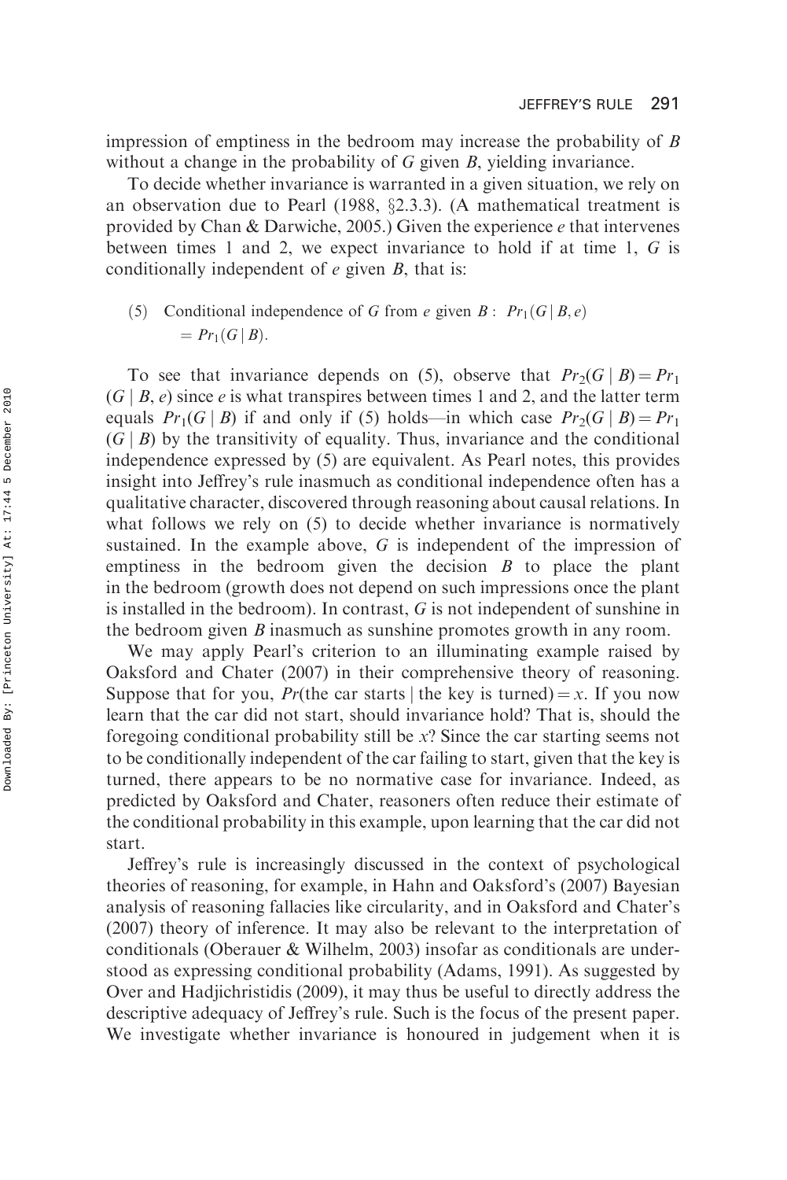impression of emptiness in the bedroom may increase the probability of $B$ without a change in the probability of $G$ given $B$, yielding invariance.

To decide whether invariance is warranted in a given situation, we rely on an observation due to Pearl (1988, §2.3.3). (A mathematical treatment is provided by Chan & Darwiche, 2005.) Given the experience $e$ that intervenes between times 1 and 2, we expect invariance to hold if at time 1, $G$ is conditionally independent of $e$ given $B$, that is:

(5) Conditional independence of $G$ from $e$ given $B$: $Pr_1(G \mid B, e) = Pr_1(G \mid B)$.

To see that invariance depends on (5), observe that $Pr_2(G \mid B) = Pr_1(G \mid B, e)$ since $e$ is what transpires between times 1 and 2, and the latter term equals $Pr_1(G \mid B)$ if and only if (5) holds—in which case $Pr_2(G \mid B) = Pr_1(G \mid B)$ by the transitivity of equality. Thus, invariance and the conditional independence expressed by (5) are equivalent. As Pearl notes, this provides insight into Jeffrey's rule inasmuch as conditional independence often has a qualitative character, discovered through reasoning about causal relations. In what follows we rely on (5) to decide whether invariance is normatively sustained. In the example above, $G$ is independent of the impression of emptiness in the bedroom given the decision $B$ to place the plant in the bedroom (growth does not depend on such impressions once the plant is installed in the bedroom). In contrast, $G$ is not independent of sunshine in the bedroom given $B$ inasmuch as sunshine promotes growth in any room.

We may apply Pearl's criterion to an illuminating example raised by Oaksford and Chater (2007) in their comprehensive theory of reasoning. Suppose that for you, $Pr$(the car starts | the key is turned) $= x$. If you now learn that the car did not start, should invariance hold? That is, should the foregoing conditional probability still be $x$? Since the car starting seems not to be conditionally independent of the car failing to start, given that the key is turned, there appears to be no normative case for invariance. Indeed, as predicted by Oaksford and Chater, reasoners often reduce their estimate of the conditional probability in this example, upon learning that the car did not start.

Jeffrey's rule is increasingly discussed in the context of psychological theories of reasoning, for example, in Hahn and Oaksford's (2007) Bayesian analysis of reasoning fallacies like circularity, and in Oaksford and Chater's (2007) theory of inference. It may also be relevant to the interpretation of conditionals (Oberauer & Wilhelm, 2003) insofar as conditionals are understood as expressing conditional probability (Adams, 1991). As suggested by Over and Hadjichristidis (2009), it may thus be useful to directly address the descriptive adequacy of Jeffrey's rule. Such is the focus of the present paper. We investigate whether invariance is honoured in judgement when it is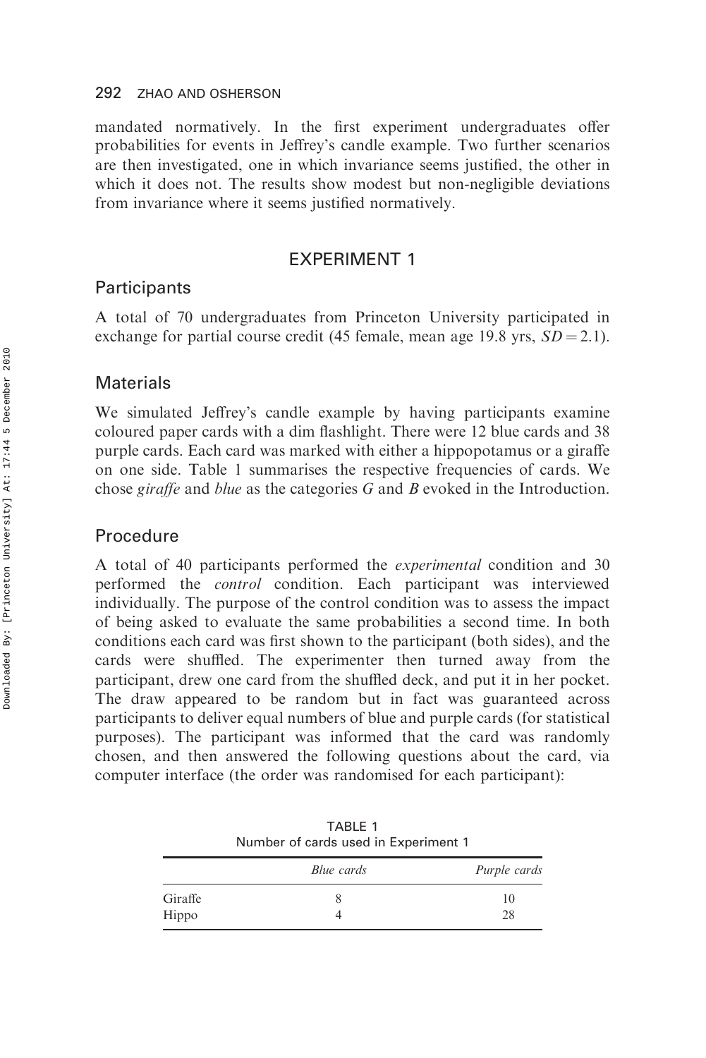mandated normatively. In the first experiment undergraduates offer probabilities for events in Jeffrey's candle example. Two further scenarios are then investigated, one in which invariance seems justified, the other in which it does not. The results show modest but non-negligible deviations from invariance where it seems justified normatively.

## EXPERIMENT 1

### Participants

A total of 70 undergraduates from Princeton University participated in exchange for partial course credit (45 female, mean age 19.8 yrs, $SD = 2.1$).

### Materials

We simulated Jeffrey's candle example by having participants examine coloured paper cards with a dim flashlight. There were 12 blue cards and 38 purple cards. Each card was marked with either a hippopotamus or a giraffe on one side. Table 1 summarises the respective frequencies of cards. We chose *giraffe* and *blue* as the categories $G$ and $B$ evoked in the Introduction.

### Procedure

A total of 40 participants performed the *experimental* condition and 30 performed the *control* condition. Each participant was interviewed individually. The purpose of the control condition was to assess the impact of being asked to evaluate the same probabilities a second time. In both conditions each card was first shown to the participant (both sides), and the cards were shuffled. The experimenter then turned away from the participant, drew one card from the shuffled deck, and put it in her pocket. The draw appeared to be random but in fact was guaranteed across participants to deliver equal numbers of blue and purple cards (for statistical purposes). The participant was informed that the card was randomly chosen, and then answered the following questions about the card, via computer interface (the order was randomised for each participant):

TABLE 1
Number of cards used in Experiment 1

| | *Blue cards* | *Purple cards* |
|---|---|---|
| Giraffe | 8 | 10 |
| Hippo | 4 | 28 |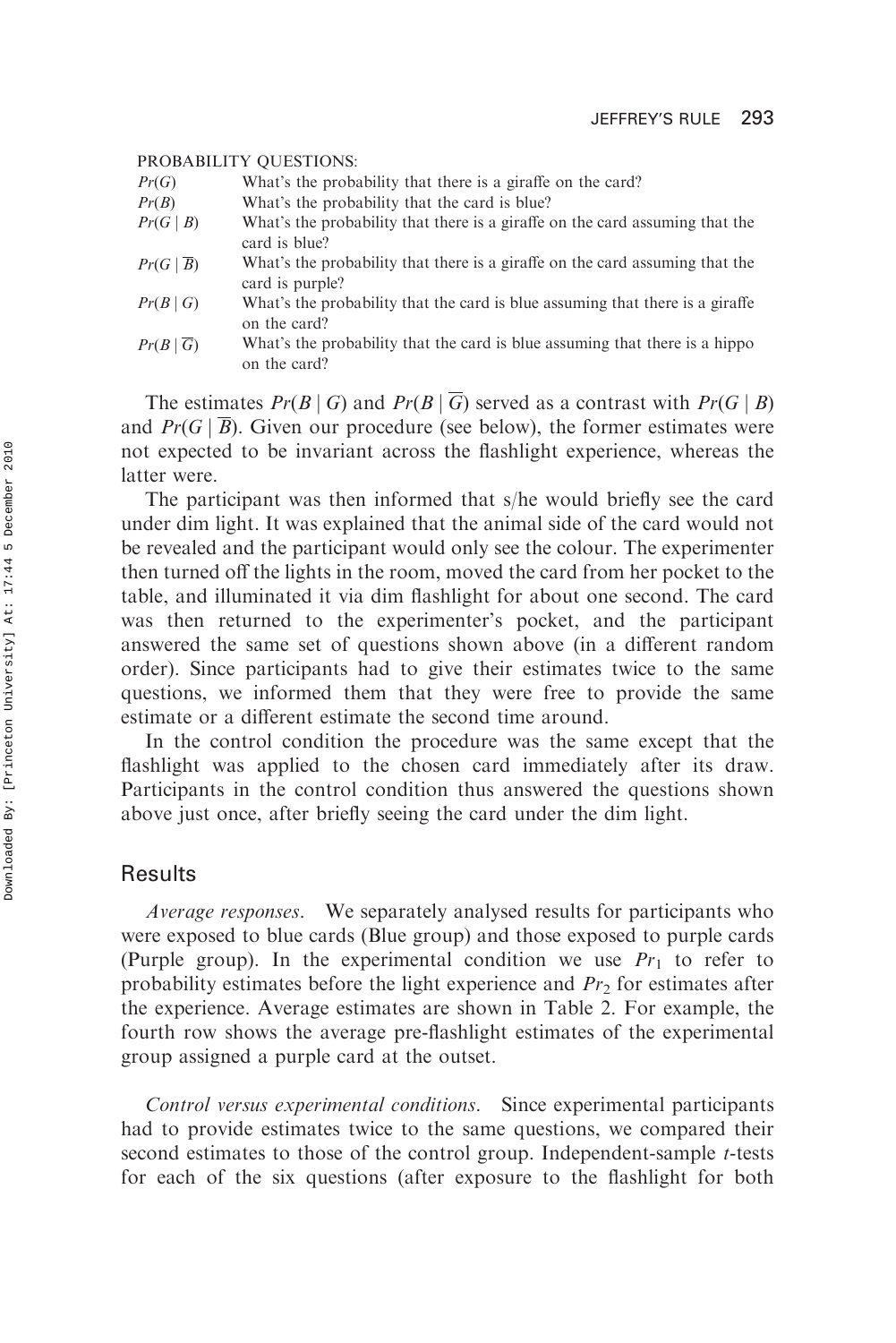PROBABILITY QUESTIONS:

| | |
|---|---|
| $Pr(G)$ | What's the probability that there is a giraffe on the card? |
| $Pr(B)$ | What's the probability that the card is blue? |
| $Pr(G \mid B)$ | What's the probability that there is a giraffe on the card assuming that the card is blue? |
| $Pr(G \mid \overline{B})$ | What's the probability that there is a giraffe on the card assuming that the card is purple? |
| $Pr(B \mid G)$ | What's the probability that the card is blue assuming that there is a giraffe on the card? |
| $Pr(B \mid \overline{G})$ | What's the probability that the card is blue assuming that there is a hippo on the card? |

The estimates $Pr(B \mid G)$ and $Pr(B \mid \overline{G})$ served as a contrast with $Pr(G \mid B)$ and $Pr(G \mid \overline{B})$. Given our procedure (see below), the former estimates were not expected to be invariant across the flashlight experience, whereas the latter were.

The participant was then informed that s/he would briefly see the card under dim light. It was explained that the animal side of the card would not be revealed and the participant would only see the colour. The experimenter then turned off the lights in the room, moved the card from her pocket to the table, and illuminated it via dim flashlight for about one second. The card was then returned to the experimenter's pocket, and the participant answered the same set of questions shown above (in a different random order). Since participants had to give their estimates twice to the same questions, we informed them that they were free to provide the same estimate or a different estimate the second time around.

In the control condition the procedure was the same except that the flashlight was applied to the chosen card immediately after its draw. Participants in the control condition thus answered the questions shown above just once, after briefly seeing the card under the dim light.

## Results

*Average responses*. We separately analysed results for participants who were exposed to blue cards (Blue group) and those exposed to purple cards (Purple group). In the experimental condition we use $Pr_1$ to refer to probability estimates before the light experience and $Pr_2$ for estimates after the experience. Average estimates are shown in Table 2. For example, the fourth row shows the average pre-flashlight estimates of the experimental group assigned a purple card at the outset.

*Control versus experimental conditions*. Since experimental participants had to provide estimates twice to the same questions, we compared their second estimates to those of the control group. Independent-sample $t$-tests for each of the six questions (after exposure to the flashlight for both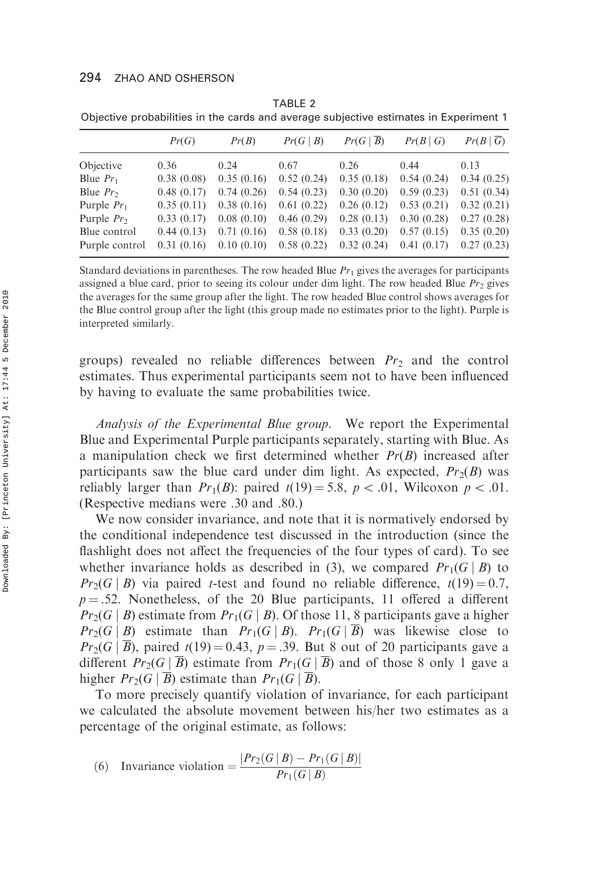TABLE 2

Objective probabilities in the cards and average subjective estimates in Experiment 1

| | $Pr(G)$ | $Pr(B)$ | $Pr(G \mid B)$ | $Pr(G \mid \overline{B})$ | $Pr(B \mid G)$ | $Pr(B \mid \overline{G})$ |
|---|---|---|---|---|---|---|
| Objective | 0.36 | 0.24 | 0.67 | 0.26 | 0.44 | 0.13 |
| Blue $Pr_1$ | 0.38 (0.08) | 0.35 (0.16) | 0.52 (0.24) | 0.35 (0.18) | 0.54 (0.24) | 0.34 (0.25) |
| Blue $Pr_2$ | 0.48 (0.17) | 0.74 (0.26) | 0.54 (0.23) | 0.30 (0.20) | 0.59 (0.23) | 0.51 (0.34) |
| Purple $Pr_1$ | 0.35 (0.11) | 0.38 (0.16) | 0.61 (0.22) | 0.26 (0.12) | 0.53 (0.21) | 0.32 (0.21) |
| Purple $Pr_2$ | 0.33 (0.17) | 0.08 (0.10) | 0.46 (0.29) | 0.28 (0.13) | 0.30 (0.28) | 0.27 (0.28) |
| Blue control | 0.44 (0.13) | 0.71 (0.16) | 0.58 (0.18) | 0.33 (0.20) | 0.57 (0.15) | 0.35 (0.20) |
| Purple control | 0.31 (0.16) | 0.10 (0.10) | 0.58 (0.22) | 0.32 (0.24) | 0.41 (0.17) | 0.27 (0.23) |

Standard deviations in parentheses. The row headed Blue $Pr_1$ gives the averages for participants assigned a blue card, prior to seeing its colour under dim light. The row headed Blue $Pr_2$ gives the averages for the same group after the light. The row headed Blue control shows averages for the Blue control group after the light (this group made no estimates prior to the light). Purple is interpreted similarly.

groups) revealed no reliable differences between $Pr_2$ and the control estimates. Thus experimental participants seem not to have been influenced by having to evaluate the same probabilities twice.

*Analysis of the Experimental Blue group.* We report the Experimental Blue and Experimental Purple participants separately, starting with Blue. As a manipulation check we first determined whether $Pr(B)$ increased after participants saw the blue card under dim light. As expected, $Pr_2(B)$ was reliably larger than $Pr_1(B)$: paired $t(19) = 5.8$, $p < .01$, Wilcoxon $p < .01$. (Respective medians were .30 and .80.)

We now consider invariance, and note that it is normatively endorsed by the conditional independence test discussed in the introduction (since the flashlight does not affect the frequencies of the four types of card). To see whether invariance holds as described in (3), we compared $Pr_1(G \mid B)$ to $Pr_2(G \mid B)$ via paired $t$-test and found no reliable difference, $t(19) = 0.7$, $p = .52$. Nonetheless, of the 20 Blue participants, 11 offered a different $Pr_2(G \mid B)$ estimate from $Pr_1(G \mid B)$. Of those 11, 8 participants gave a higher $Pr_2(G \mid B)$ estimate than $Pr_1(G \mid B)$. $Pr_1(G \mid \overline{B})$ was likewise close to $Pr_2(G \mid \overline{B})$, paired $t(19) = 0.43$, $p = .39$. But 8 out of 20 participants gave a different $Pr_2(G \mid \overline{B})$ estimate from $Pr_1(G \mid \overline{B})$ and of those 8 only 1 gave a higher $Pr_2(G \mid \overline{B})$ estimate than $Pr_1(G \mid \overline{B})$.

To more precisely quantify violation of invariance, for each participant we calculated the absolute movement between his/her two estimates as a percentage of the original estimate, as follows:

$$\text{(6)} \quad \text{Invariance violation} = \frac{|Pr_2(G \mid B) - Pr_1(G \mid B)|}{Pr_1(G \mid B)}$$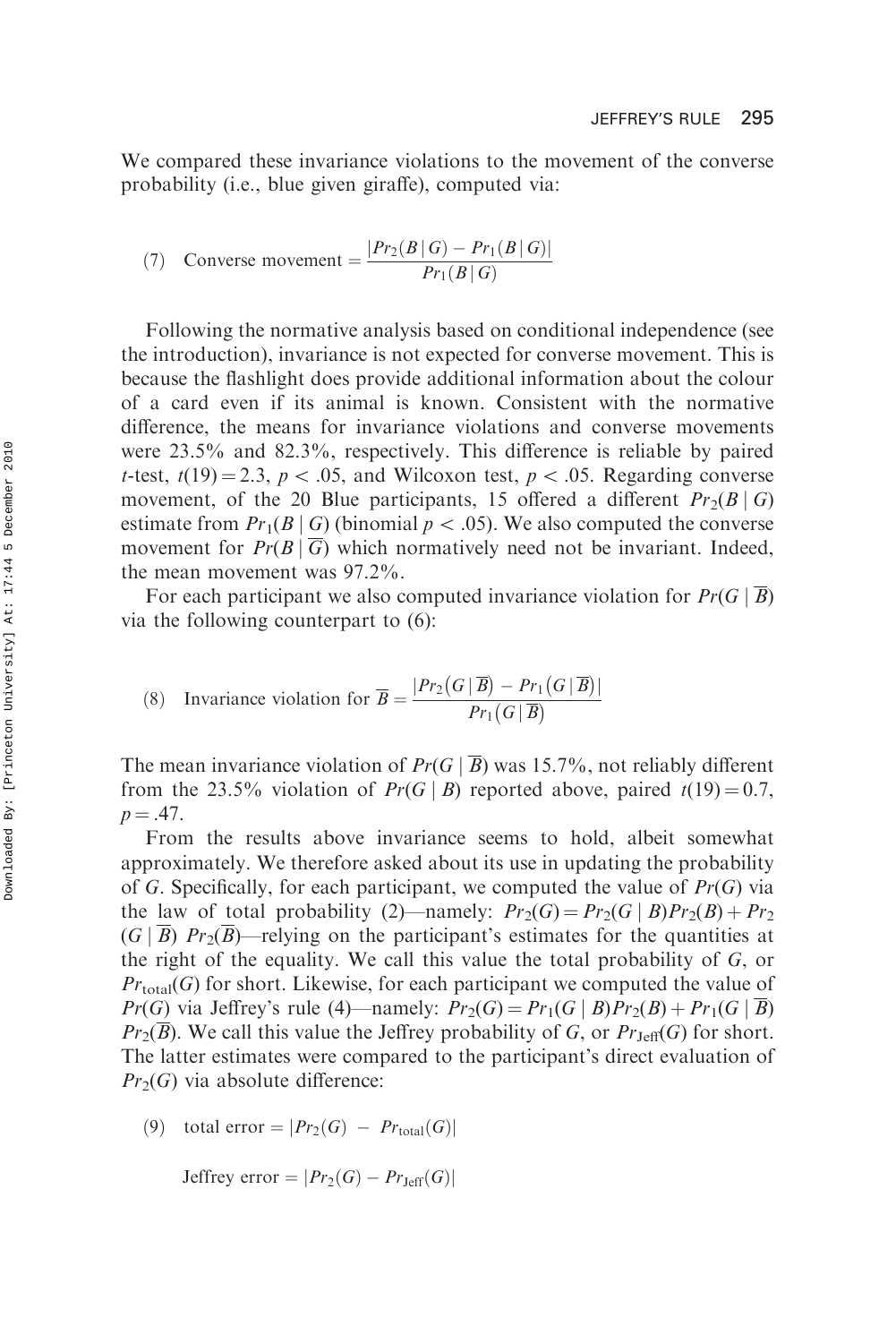We compared these invariance violations to the movement of the converse probability (i.e., blue given giraffe), computed via:

$$\text{(7)} \quad \text{Converse movement} = \frac{|Pr_2(B \mid G) - Pr_1(B \mid G)|}{Pr_1(B \mid G)}$$

Following the normative analysis based on conditional independence (see the introduction), invariance is not expected for converse movement. This is because the flashlight does provide additional information about the colour of a card even if its animal is known. Consistent with the normative difference, the means for invariance violations and converse movements were 23.5% and 82.3%, respectively. This difference is reliable by paired $t$-test, $t(19) = 2.3$, $p < .05$, and Wilcoxon test, $p < .05$. Regarding converse movement, of the 20 Blue participants, 15 offered a different $Pr_2(B \mid G)$ estimate from $Pr_1(B \mid G)$ (binomial $p < .05$). We also computed the converse movement for $Pr(B \mid \overline{G})$ which normatively need not be invariant. Indeed, the mean movement was 97.2%.

For each participant we also computed invariance violation for $Pr(G \mid \overline{B})$ via the following counterpart to (6):

$$\text{(8)} \quad \text{Invariance violation for } \overline{B} = \frac{|Pr_2(G \mid \overline{B}) - Pr_1(G \mid \overline{B})|}{Pr_1(G \mid \overline{B})}$$

The mean invariance violation of $Pr(G \mid \overline{B})$ was 15.7%, not reliably different from the 23.5% violation of $Pr(G \mid B)$ reported above, paired $t(19) = 0.7$, $p = .47$.

From the results above invariance seems to hold, albeit somewhat approximately. We therefore asked about its use in updating the probability of $G$. Specifically, for each participant, we computed the value of $Pr(G)$ via the law of total probability (2)—namely: $Pr_2(G) = Pr_2(G \mid B)Pr_2(B) + Pr_2(G \mid \overline{B})\, Pr_2(\overline{B})$—relying on the participant's estimates for the quantities at the right of the equality. We call this value the total probability of $G$, or $Pr_{\text{total}}(G)$ for short. Likewise, for each participant we computed the value of $Pr(G)$ via Jeffrey's rule (4)—namely: $Pr_2(G) = Pr_1(G \mid B)Pr_2(B) + Pr_1(G \mid \overline{B})\, Pr_2(\overline{B})$. We call this value the Jeffrey probability of $G$, or $Pr_{\text{Jeff}}(G)$ for short. The latter estimates were compared to the participant's direct evaluation of $Pr_2(G)$ via absolute difference:

$$\text{(9)} \quad \text{total error} = |Pr_2(G) - Pr_{\text{total}}(G)|$$

$$\text{Jeffrey error} = |Pr_2(G) - Pr_{\text{Jeff}}(G)|$$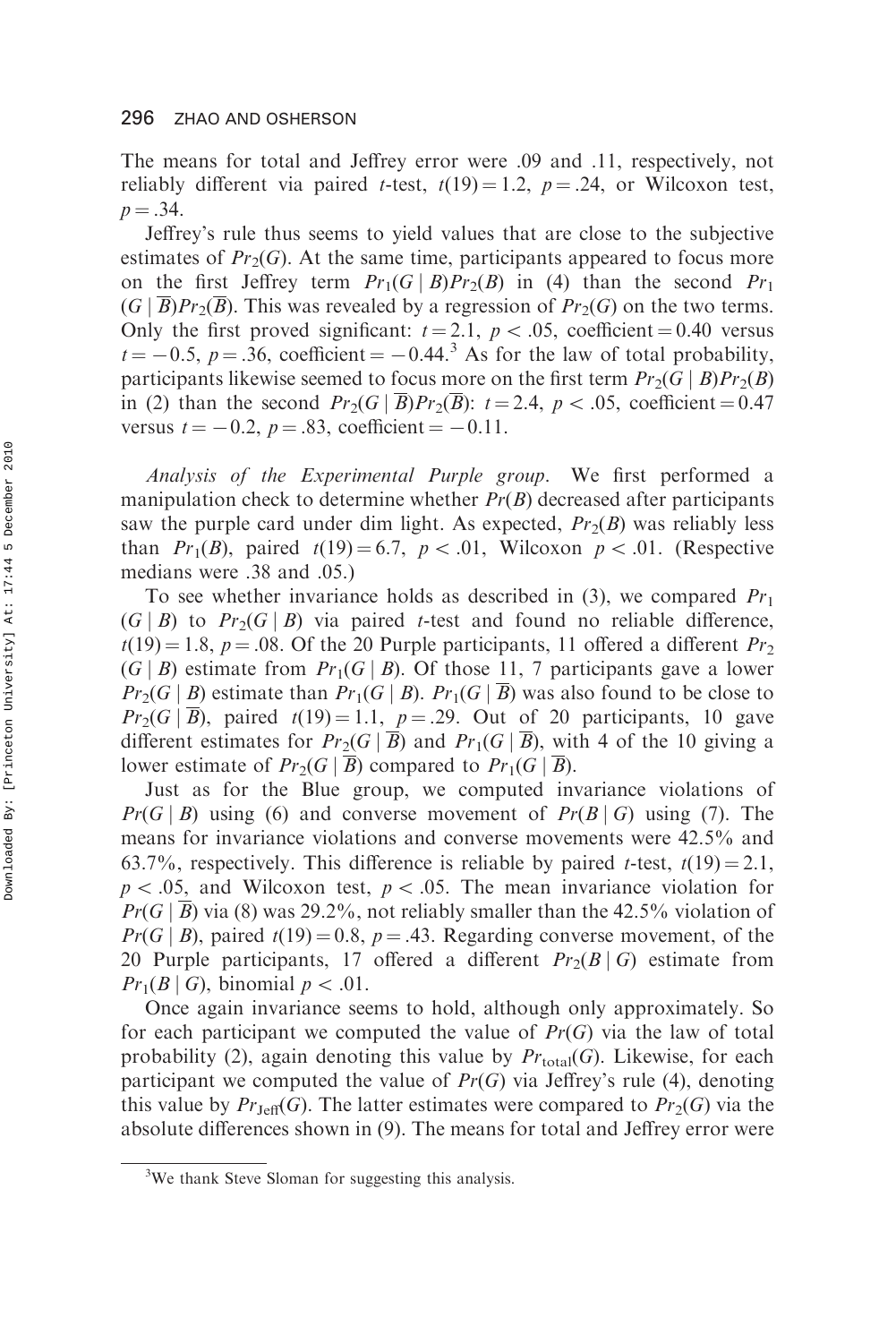The means for total and Jeffrey error were .09 and .11, respectively, not reliably different via paired $t$-test, $t(19) = 1.2$, $p = .24$, or Wilcoxon test, $p = .34$.

Jeffrey's rule thus seems to yield values that are close to the subjective estimates of $Pr_2(G)$. At the same time, participants appeared to focus more on the first Jeffrey term $Pr_1(G \mid B)Pr_2(B)$ in (4) than the second $Pr_1(G \mid \overline{B})Pr_2(\overline{B})$. This was revealed by a regression of $Pr_2(G)$ on the two terms. Only the first proved significant: $t = 2.1$, $p < .05$, coefficient $= 0.40$ versus $t = -0.5$, $p = .36$, coefficient $= -0.44$.[3] As for the law of total probability, participants likewise seemed to focus more on the first term $Pr_2(G \mid B)Pr_2(B)$ in (2) than the second $Pr_2(G \mid \overline{B})Pr_2(\overline{B})$: $t = 2.4$, $p < .05$, coefficient $= 0.47$ versus $t = -0.2$, $p = .83$, coefficient $= -0.11$.

*Analysis of the Experimental Purple group*. We first performed a manipulation check to determine whether $Pr(B)$ decreased after participants saw the purple card under dim light. As expected, $Pr_2(B)$ was reliably less than $Pr_1(B)$, paired $t(19) = 6.7$, $p < .01$, Wilcoxon $p < .01$. (Respective medians were .38 and .05.)

To see whether invariance holds as described in (3), we compared $Pr_1(G \mid B)$ to $Pr_2(G \mid B)$ via paired $t$-test and found no reliable difference, $t(19) = 1.8$, $p = .08$. Of the 20 Purple participants, 11 offered a different $Pr_2(G \mid B)$ estimate from $Pr_1(G \mid B)$. Of those 11, 7 participants gave a lower $Pr_2(G \mid B)$ estimate than $Pr_1(G \mid B)$. $Pr_1(G \mid \overline{B})$ was also found to be close to $Pr_2(G \mid \overline{B})$, paired $t(19) = 1.1$, $p = .29$. Out of 20 participants, 10 gave different estimates for $Pr_2(G \mid \overline{B})$ and $Pr_1(G \mid \overline{B})$, with 4 of the 10 giving a lower estimate of $Pr_2(G \mid \overline{B})$ compared to $Pr_1(G \mid \overline{B})$.

Just as for the Blue group, we computed invariance violations of $Pr(G \mid B)$ using (6) and converse movement of $Pr(B \mid G)$ using (7). The means for invariance violations and converse movements were 42.5% and 63.7%, respectively. This difference is reliable by paired $t$-test, $t(19) = 2.1$, $p < .05$, and Wilcoxon test, $p < .05$. The mean invariance violation for $Pr(G \mid \overline{B})$ via (8) was 29.2%, not reliably smaller than the 42.5% violation of $Pr(G \mid B)$, paired $t(19) = 0.8$, $p = .43$. Regarding converse movement, of the 20 Purple participants, 17 offered a different $Pr_2(B \mid G)$ estimate from $Pr_1(B \mid G)$, binomial $p < .01$.

Once again invariance seems to hold, although only approximately. So for each participant we computed the value of $Pr(G)$ via the law of total probability (2), again denoting this value by $Pr_{\text{total}}(G)$. Likewise, for each participant we computed the value of $Pr(G)$ via Jeffrey's rule (4), denoting this value by $Pr_{\text{Jeff}}(G)$. The latter estimates were compared to $Pr_2(G)$ via the absolute differences shown in (9). The means for total and Jeffrey error were

[3] We thank Steve Sloman for suggesting this analysis.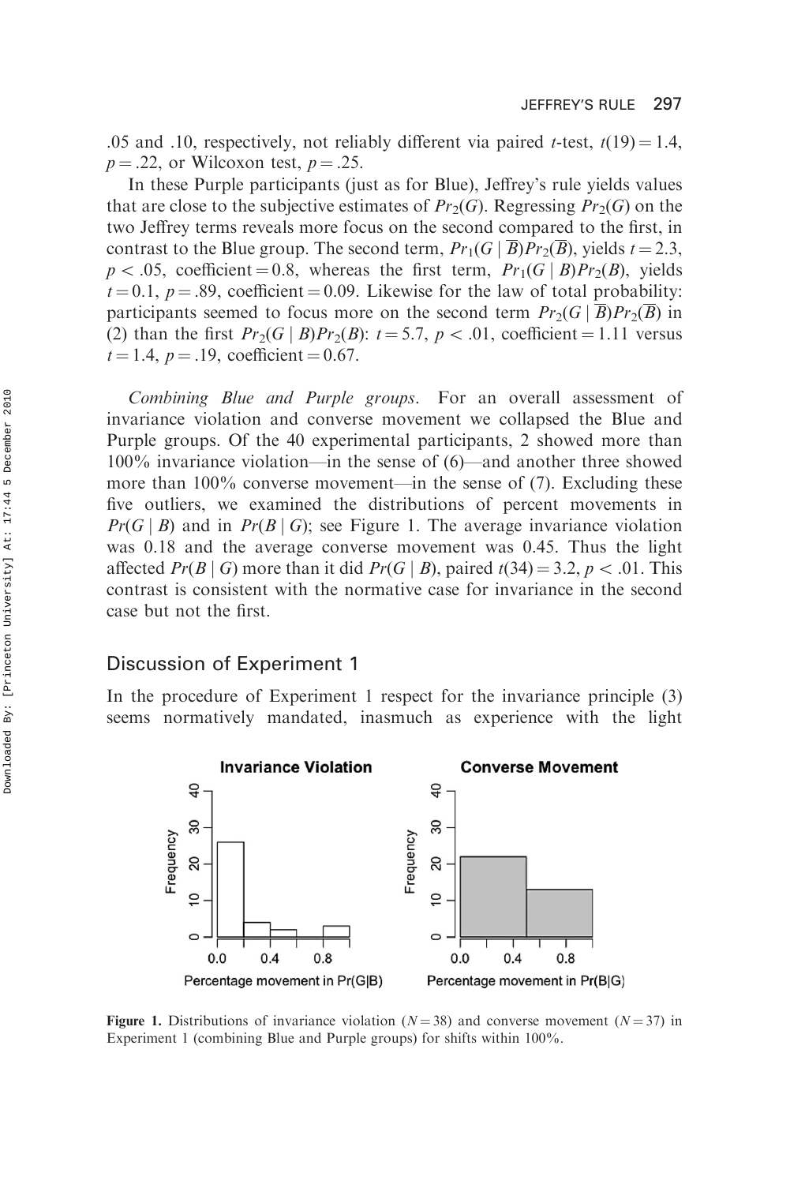.05 and .10, respectively, not reliably different via paired $t$-test, $t(19) = 1.4$, $p = .22$, or Wilcoxon test, $p = .25$.

In these Purple participants (just as for Blue), Jeffrey's rule yields values that are close to the subjective estimates of $Pr_2(G)$. Regressing $Pr_2(G)$ on the two Jeffrey terms reveals more focus on the second compared to the first, in contrast to the Blue group. The second term, $Pr_1(G \mid \overline{B})Pr_2(\overline{B})$, yields $t = 2.3$, $p < .05$, coefficient $= 0.8$, whereas the first term, $Pr_1(G \mid B)Pr_2(B)$, yields $t = 0.1$, $p = .89$, coefficient $= 0.09$. Likewise for the law of total probability: participants seemed to focus more on the second term $Pr_2(G \mid \overline{B})Pr_2(\overline{B})$ in (2) than the first $Pr_2(G \mid B)Pr_2(B)$: $t = 5.7$, $p < .01$, coefficient $= 1.11$ versus $t = 1.4$, $p = .19$, coefficient $= 0.67$.

*Combining Blue and Purple groups*. For an overall assessment of invariance violation and converse movement we collapsed the Blue and Purple groups. Of the 40 experimental participants, 2 showed more than 100% invariance violation—in the sense of (6)—and another three showed more than 100% converse movement—in the sense of (7). Excluding these five outliers, we examined the distributions of percent movements in $Pr(G \mid B)$ and in $Pr(B \mid G)$; see Figure 1. The average invariance violation was 0.18 and the average converse movement was 0.45. Thus the light affected $Pr(B \mid G)$ more than it did $Pr(G \mid B)$, paired $t(34) = 3.2$, $p < .01$. This contrast is consistent with the normative case for invariance in the second case but not the first.

## Discussion of Experiment 1

In the procedure of Experiment 1 respect for the invariance principle (3) seems normatively mandated, inasmuch as experience with the light

**Figure 1.** Distributions of invariance violation ($N = 38$) and converse movement ($N = 37$) in Experiment 1 (combining Blue and Purple groups) for shifts within 100%.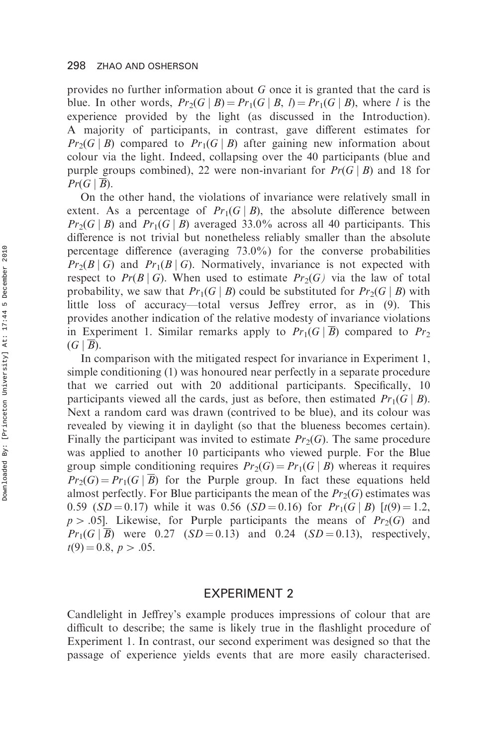provides no further information about $G$ once it is granted that the card is blue. In other words, $Pr_2(G \mid B) = Pr_1(G \mid B, l) = Pr_1(G \mid B)$, where $l$ is the experience provided by the light (as discussed in the Introduction). A majority of participants, in contrast, gave different estimates for $Pr_2(G \mid B)$ compared to $Pr_1(G \mid B)$ after gaining new information about colour via the light. Indeed, collapsing over the 40 participants (blue and purple groups combined), 22 were non-invariant for $Pr(G \mid B)$ and 18 for $Pr(G \mid \overline{B})$.

On the other hand, the violations of invariance were relatively small in extent. As a percentage of $Pr_1(G \mid B)$, the absolute difference between $Pr_2(G \mid B)$ and $Pr_1(G \mid B)$ averaged 33.0% across all 40 participants. This difference is not trivial but nonetheless reliably smaller than the absolute percentage difference (averaging 73.0%) for the converse probabilities $Pr_2(B \mid G)$ and $Pr_1(B \mid G)$. Normatively, invariance is not expected with respect to $Pr(B \mid G)$. When used to estimate $Pr_2(G)$ via the law of total probability, we saw that $Pr_1(G \mid B)$ could be substituted for $Pr_2(G \mid B)$ with little loss of accuracy—total versus Jeffrey error, as in (9). This provides another indication of the relative modesty of invariance violations in Experiment 1. Similar remarks apply to $Pr_1(G \mid \overline{B})$ compared to $Pr_2(G \mid \overline{B})$.

In comparison with the mitigated respect for invariance in Experiment 1, simple conditioning (1) was honoured near perfectly in a separate procedure that we carried out with 20 additional participants. Specifically, 10 participants viewed all the cards, just as before, then estimated $Pr_1(G \mid B)$. Next a random card was drawn (contrived to be blue), and its colour was revealed by viewing it in daylight (so that the blueness becomes certain). Finally the participant was invited to estimate $Pr_2(G)$. The same procedure was applied to another 10 participants who viewed purple. For the Blue group simple conditioning requires $Pr_2(G) = Pr_1(G \mid B)$ whereas it requires $Pr_2(G) = Pr_1(G \mid \overline{B})$ for the Purple group. In fact these equations held almost perfectly. For Blue participants the mean of the $Pr_2(G)$ estimates was 0.59 ($SD = 0.17$) while it was 0.56 ($SD = 0.16$) for $Pr_1(G \mid B)$ [$t(9) = 1.2$, $p > .05$]. Likewise, for Purple participants the means of $Pr_2(G)$ and $Pr_1(G \mid \overline{B})$ were 0.27 ($SD = 0.13$) and 0.24 ($SD = 0.13$), respectively, $t(9) = 0.8$, $p > .05$.

## EXPERIMENT 2

Candlelight in Jeffrey's example produces impressions of colour that are difficult to describe; the same is likely true in the flashlight procedure of Experiment 1. In contrast, our second experiment was designed so that the passage of experience yields events that are more easily characterised.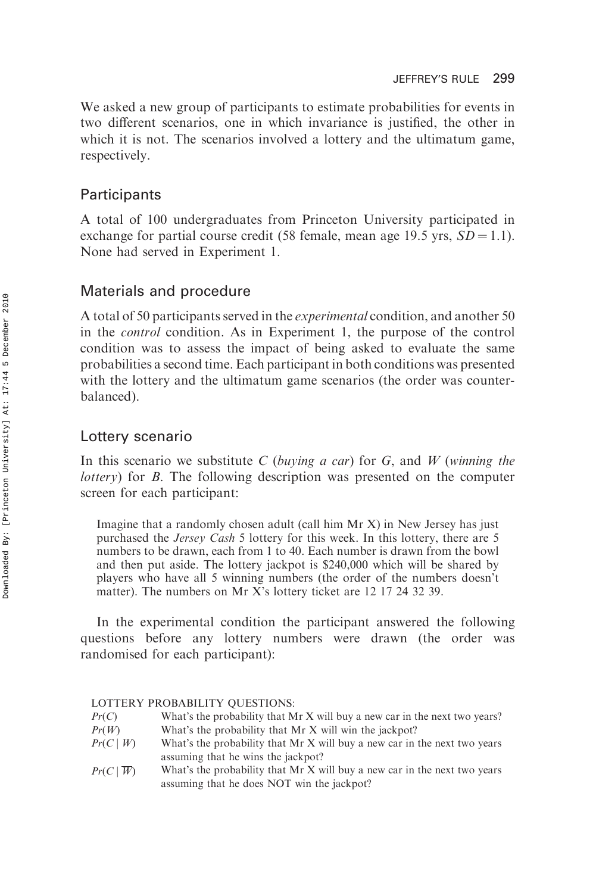We asked a new group of participants to estimate probabilities for events in two different scenarios, one in which invariance is justified, the other in which it is not. The scenarios involved a lottery and the ultimatum game, respectively.

## Participants

A total of 100 undergraduates from Princeton University participated in exchange for partial course credit (58 female, mean age 19.5 yrs, $SD = 1.1$). None had served in Experiment 1.

## Materials and procedure

A total of 50 participants served in the *experimental* condition, and another 50 in the *control* condition. As in Experiment 1, the purpose of the control condition was to assess the impact of being asked to evaluate the same probabilities a second time. Each participant in both conditions was presented with the lottery and the ultimatum game scenarios (the order was counter-balanced).

## Lottery scenario

In this scenario we substitute $C$ (*buying a car*) for $G$, and $W$ (*winning the lottery*) for $B$. The following description was presented on the computer screen for each participant:

> Imagine that a randomly chosen adult (call him Mr X) in New Jersey has just purchased the *Jersey Cash* 5 lottery for this week. In this lottery, there are 5 numbers to be drawn, each from 1 to 40. Each number is drawn from the bowl and then put aside. The lottery jackpot is $240,000 which will be shared by players who have all 5 winning numbers (the order of the numbers doesn't matter). The numbers on Mr X's lottery ticket are 12 17 24 32 39.

In the experimental condition the participant answered the following questions before any lottery numbers were drawn (the order was randomised for each participant):

LOTTERY PROBABILITY QUESTIONS:

| | |
|---|---|
| $Pr(C)$ | What's the probability that Mr X will buy a new car in the next two years? |
| $Pr(W)$ | What's the probability that Mr X will win the jackpot? |
| $Pr(C \mid W)$ | What's the probability that Mr X will buy a new car in the next two years assuming that he wins the jackpot? |
| $Pr(C \mid \overline{W})$ | What's the probability that Mr X will buy a new car in the next two years assuming that he does NOT win the jackpot? |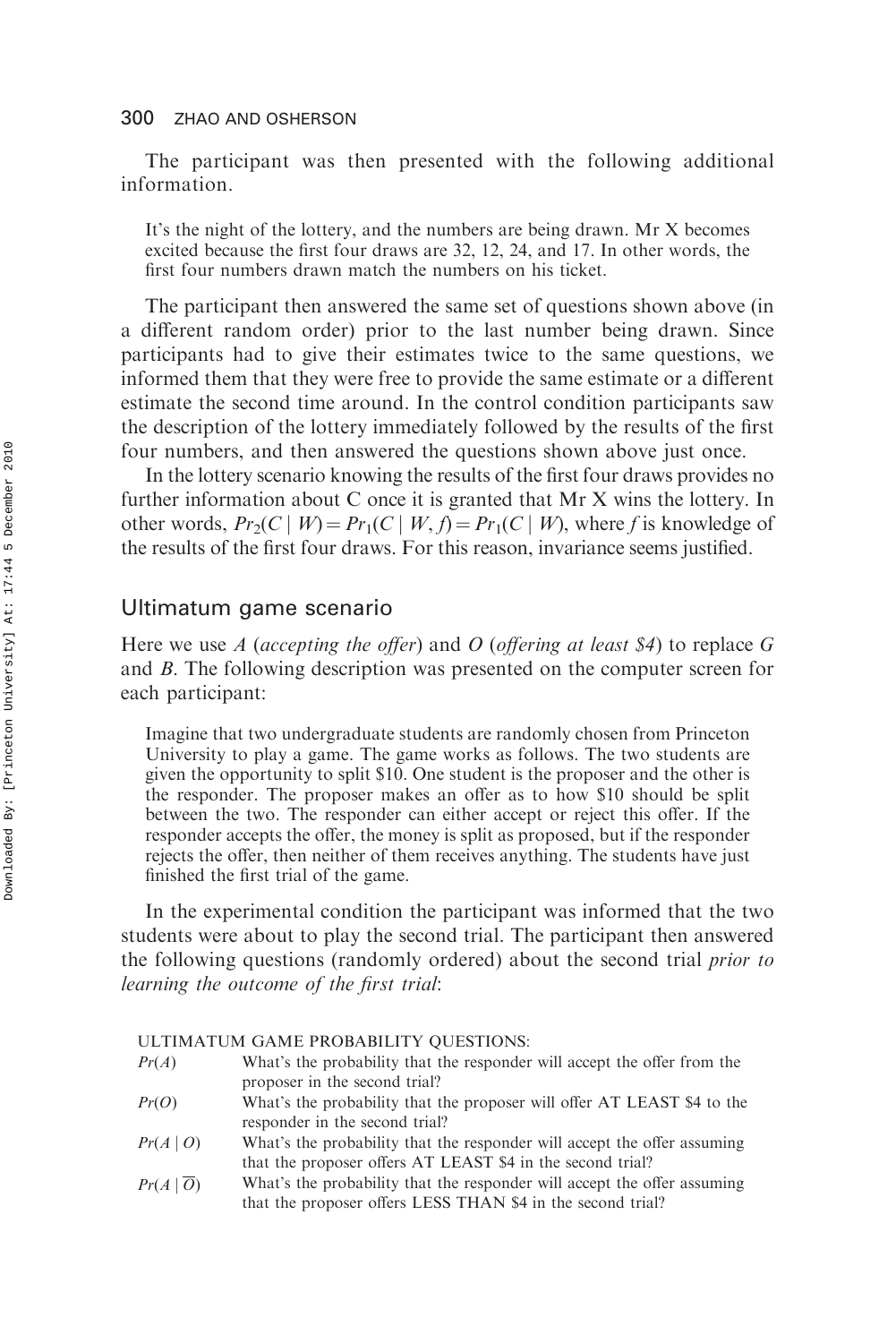The participant was then presented with the following additional information.

> It's the night of the lottery, and the numbers are being drawn. Mr X becomes excited because the first four draws are 32, 12, 24, and 17. In other words, the first four numbers drawn match the numbers on his ticket.

The participant then answered the same set of questions shown above (in a different random order) prior to the last number being drawn. Since participants had to give their estimates twice to the same questions, we informed them that they were free to provide the same estimate or a different estimate the second time around. In the control condition participants saw the description of the lottery immediately followed by the results of the first four numbers, and then answered the questions shown above just once.

In the lottery scenario knowing the results of the first four draws provides no further information about C once it is granted that Mr X wins the lottery. In other words, $Pr_2(C \mid W) = Pr_1(C \mid W, f) = Pr_1(C \mid W)$, where $f$ is knowledge of the results of the first four draws. For this reason, invariance seems justified.

## Ultimatum game scenario

Here we use $A$ (*accepting the offer*) and $O$ (*offering at least \$4*) to replace $G$ and $B$. The following description was presented on the computer screen for each participant:

> Imagine that two undergraduate students are randomly chosen from Princeton University to play a game. The game works as follows. The two students are given the opportunity to split $10. One student is the proposer and the other is the responder. The proposer makes an offer as to how $10 should be split between the two. The responder can either accept or reject this offer. If the responder accepts the offer, the money is split as proposed, but if the responder rejects the offer, then neither of them receives anything. The students have just finished the first trial of the game.

In the experimental condition the participant was informed that the two students were about to play the second trial. The participant then answered the following questions (randomly ordered) about the second trial *prior to learning the outcome of the first trial*:

ULTIMATUM GAME PROBABILITY QUESTIONS:

| | |
|---|---|
| $Pr(A)$ | What's the probability that the responder will accept the offer from the proposer in the second trial? |
| $Pr(O)$ | What's the probability that the proposer will offer AT LEAST $4 to the responder in the second trial? |
| $Pr(A \mid O)$ | What's the probability that the responder will accept the offer assuming that the proposer offers AT LEAST $4 in the second trial? |
| $Pr(A \mid \overline{O})$ | What's the probability that the responder will accept the offer assuming that the proposer offers LESS THAN $4 in the second trial? |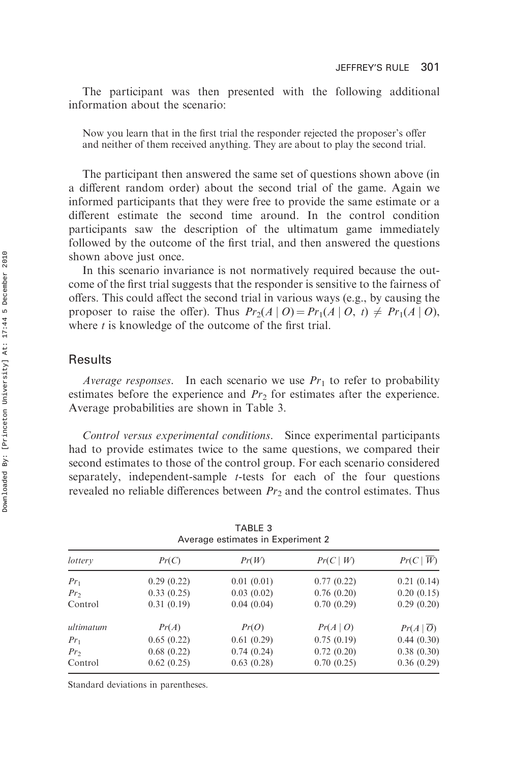The participant was then presented with the following additional information about the scenario:

> Now you learn that in the first trial the responder rejected the proposer's offer and neither of them received anything. They are about to play the second trial.

The participant then answered the same set of questions shown above (in a different random order) about the second trial of the game. Again we informed participants that they were free to provide the same estimate or a different estimate the second time around. In the control condition participants saw the description of the ultimatum game immediately followed by the outcome of the first trial, and then answered the questions shown above just once.

In this scenario invariance is not normatively required because the outcome of the first trial suggests that the responder is sensitive to the fairness of offers. This could affect the second trial in various ways (e.g., by causing the proposer to raise the offer). Thus $Pr_2(A \mid O) = Pr_1(A \mid O, t) \neq Pr_1(A \mid O)$, where $t$ is knowledge of the outcome of the first trial.

## Results

*Average responses*. In each scenario we use $Pr_1$ to refer to probability estimates before the experience and $Pr_2$ for estimates after the experience. Average probabilities are shown in Table 3.

*Control versus experimental conditions*. Since experimental participants had to provide estimates twice to the same questions, we compared their second estimates to those of the control group. For each scenario considered separately, independent-sample $t$-tests for each of the four questions revealed no reliable differences between $Pr_2$ and the control estimates. Thus

TABLE 3
Average estimates in Experiment 2

| *lottery* | $Pr(C)$ | $Pr(W)$ | $Pr(C \mid W)$ | $Pr(C \mid \overline{W})$ |
|---|---|---|---|---|
| $Pr_1$ | 0.29 (0.22) | 0.01 (0.01) | 0.77 (0.22) | 0.21 (0.14) |
| $Pr_2$ | 0.33 (0.25) | 0.03 (0.02) | 0.76 (0.20) | 0.20 (0.15) |
| Control | 0.31 (0.19) | 0.04 (0.04) | 0.70 (0.29) | 0.29 (0.20) |
| *ultimatum* | $Pr(A)$ | $Pr(O)$ | $Pr(A \mid O)$ | $Pr(A \mid \overline{O})$ |
| $Pr_1$ | 0.65 (0.22) | 0.61 (0.29) | 0.75 (0.19) | 0.44 (0.30) |
| $Pr_2$ | 0.68 (0.22) | 0.74 (0.24) | 0.72 (0.20) | 0.38 (0.30) |
| Control | 0.62 (0.25) | 0.63 (0.28) | 0.70 (0.25) | 0.36 (0.29) |

Standard deviations in parentheses.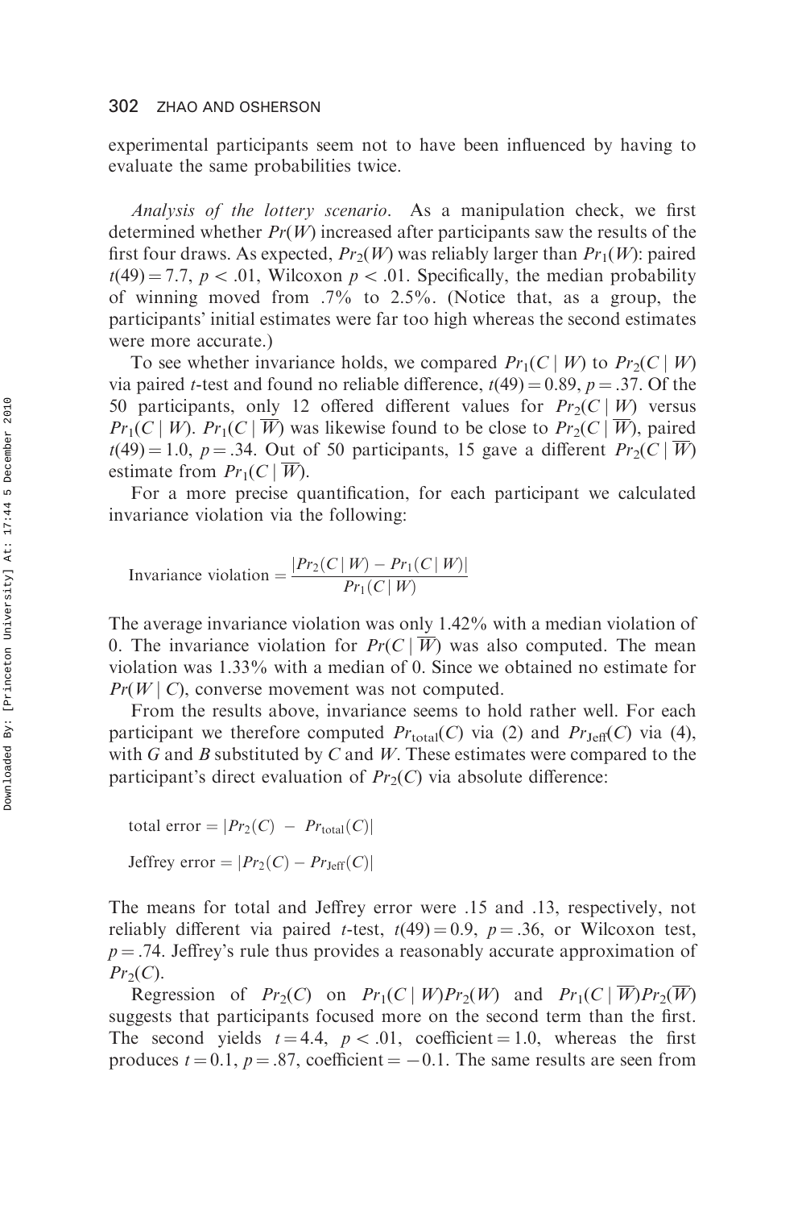experimental participants seem not to have been influenced by having to evaluate the same probabilities twice.

*Analysis of the lottery scenario.* As a manipulation check, we first determined whether $Pr(W)$ increased after participants saw the results of the first four draws. As expected, $Pr_2(W)$ was reliably larger than $Pr_1(W)$: paired $t(49) = 7.7$, $p < .01$, Wilcoxon $p < .01$. Specifically, the median probability of winning moved from .7% to 2.5%. (Notice that, as a group, the participants' initial estimates were far too high whereas the second estimates were more accurate.)

To see whether invariance holds, we compared $Pr_1(C \mid W)$ to $Pr_2(C \mid W)$ via paired *t*-test and found no reliable difference, $t(49) = 0.89$, $p = .37$. Of the 50 participants, only 12 offered different values for $Pr_2(C \mid W)$ versus $Pr_1(C \mid W)$. $Pr_1(C \mid \overline{W})$ was likewise found to be close to $Pr_2(C \mid \overline{W})$, paired $t(49) = 1.0$, $p = .34$. Out of 50 participants, 15 gave a different $Pr_2(C \mid \overline{W})$ estimate from $Pr_1(C \mid \overline{W})$.

For a more precise quantification, for each participant we calculated invariance violation via the following:

$$\text{Invariance violation} = \frac{|Pr_2(C \mid W) - Pr_1(C \mid W)|}{Pr_1(C \mid W)}$$

The average invariance violation was only 1.42% with a median violation of 0. The invariance violation for $Pr(C \mid \overline{W})$ was also computed. The mean violation was 1.33% with a median of 0. Since we obtained no estimate for $Pr(W \mid C)$, converse movement was not computed.

From the results above, invariance seems to hold rather well. For each participant we therefore computed $Pr_{\text{total}}(C)$ via (2) and $Pr_{\text{Jeff}}(C)$ via (4), with *G* and *B* substituted by *C* and *W*. These estimates were compared to the participant's direct evaluation of $Pr_2(C)$ via absolute difference:

$$\text{total error} = |Pr_2(C) - Pr_{\text{total}}(C)|$$

$$\text{Jeffrey error} = |Pr_2(C) - Pr_{\text{Jeff}}(C)|$$

The means for total and Jeffrey error were .15 and .13, respectively, not reliably different via paired *t*-test, $t(49) = 0.9$, $p = .36$, or Wilcoxon test, $p = .74$. Jeffrey's rule thus provides a reasonably accurate approximation of $Pr_2(C)$.

Regression of $Pr_2(C)$ on $Pr_1(C \mid W)Pr_2(W)$ and $Pr_1(C \mid \overline{W})Pr_2(\overline{W})$ suggests that participants focused more on the second term than the first. The second yields $t = 4.4$, $p < .01$, coefficient $= 1.0$, whereas the first produces $t = 0.1$, $p = .87$, coefficient $= -0.1$. The same results are seen from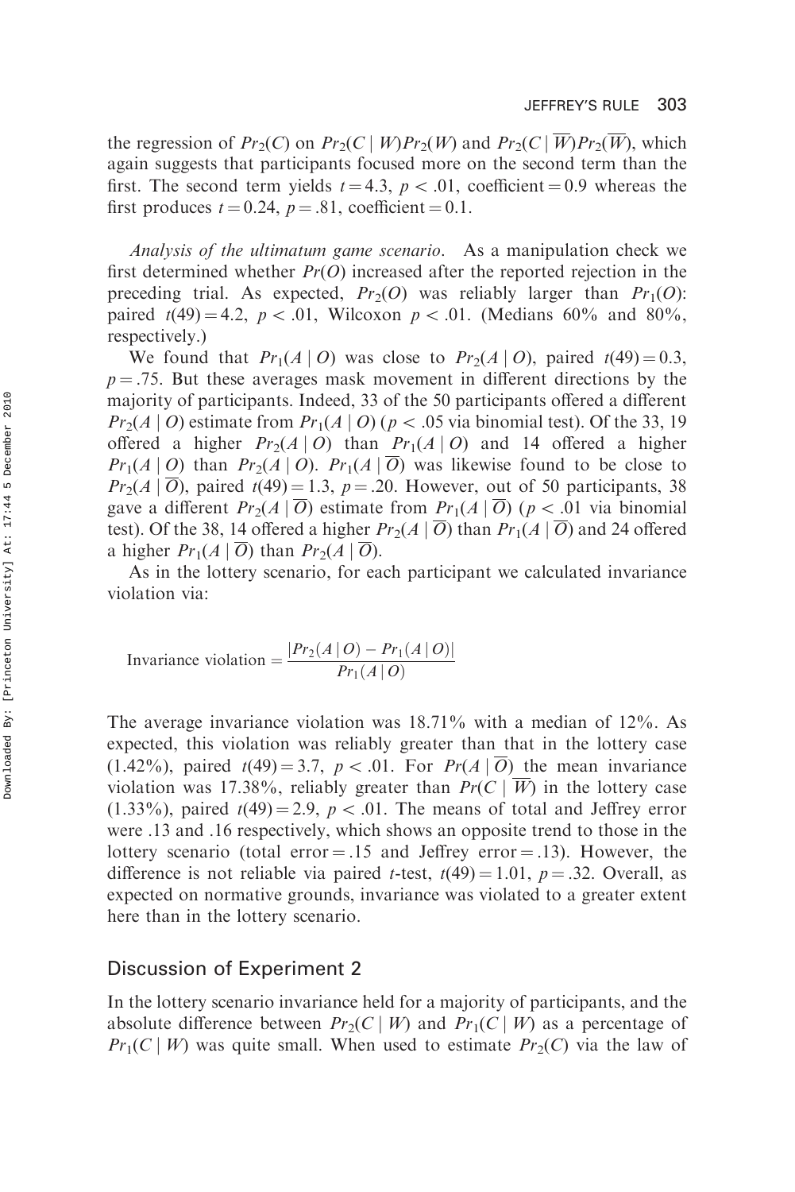the regression of $Pr_2(C)$ on $Pr_2(C \mid W)Pr_2(W)$ and $Pr_2(C \mid \overline{W})Pr_2(\overline{W})$, which again suggests that participants focused more on the second term than the first. The second term yields $t = 4.3$, $p < .01$, coefficient $= 0.9$ whereas the first produces $t = 0.24$, $p = .81$, coefficient $= 0.1$.

*Analysis of the ultimatum game scenario.* As a manipulation check we first determined whether $Pr(O)$ increased after the reported rejection in the preceding trial. As expected, $Pr_2(O)$ was reliably larger than $Pr_1(O)$: paired $t(49) = 4.2$, $p < .01$, Wilcoxon $p < .01$. (Medians 60% and 80%, respectively.)

We found that $Pr_1(A \mid O)$ was close to $Pr_2(A \mid O)$, paired $t(49) = 0.3$, $p = .75$. But these averages mask movement in different directions by the majority of participants. Indeed, 33 of the 50 participants offered a different $Pr_2(A \mid O)$ estimate from $Pr_1(A \mid O)$ ($p < .05$ via binomial test). Of the 33, 19 offered a higher $Pr_2(A \mid O)$ than $Pr_1(A \mid O)$ and 14 offered a higher $Pr_1(A \mid O)$ than $Pr_2(A \mid O)$. $Pr_1(A \mid \overline{O})$ was likewise found to be close to $Pr_2(A \mid \overline{O})$, paired $t(49) = 1.3$, $p = .20$. However, out of 50 participants, 38 gave a different $Pr_2(A \mid \overline{O})$ estimate from $Pr_1(A \mid \overline{O})$ ($p < .01$ via binomial test). Of the 38, 14 offered a higher $Pr_2(A \mid \overline{O})$ than $Pr_1(A \mid \overline{O})$ and 24 offered a higher $Pr_1(A \mid \overline{O})$ than $Pr_2(A \mid \overline{O})$.

As in the lottery scenario, for each participant we calculated invariance violation via:

$$\text{Invariance violation} = \frac{|Pr_2(A \mid O) - Pr_1(A \mid O)|}{Pr_1(A \mid O)}$$

The average invariance violation was 18.71% with a median of 12%. As expected, this violation was reliably greater than that in the lottery case (1.42%), paired $t(49) = 3.7$, $p < .01$. For $Pr(A \mid \overline{O})$ the mean invariance violation was 17.38%, reliably greater than $Pr(C \mid \overline{W})$ in the lottery case (1.33%), paired $t(49) = 2.9$, $p < .01$. The means of total and Jeffrey error were .13 and .16 respectively, which shows an opposite trend to those in the lottery scenario (total error = .15 and Jeffrey error = .13). However, the difference is not reliable via paired *t*-test, $t(49) = 1.01$, $p = .32$. Overall, as expected on normative grounds, invariance was violated to a greater extent here than in the lottery scenario.

## Discussion of Experiment 2

In the lottery scenario invariance held for a majority of participants, and the absolute difference between $Pr_2(C \mid W)$ and $Pr_1(C \mid W)$ as a percentage of $Pr_1(C \mid W)$ was quite small. When used to estimate $Pr_2(C)$ via the law of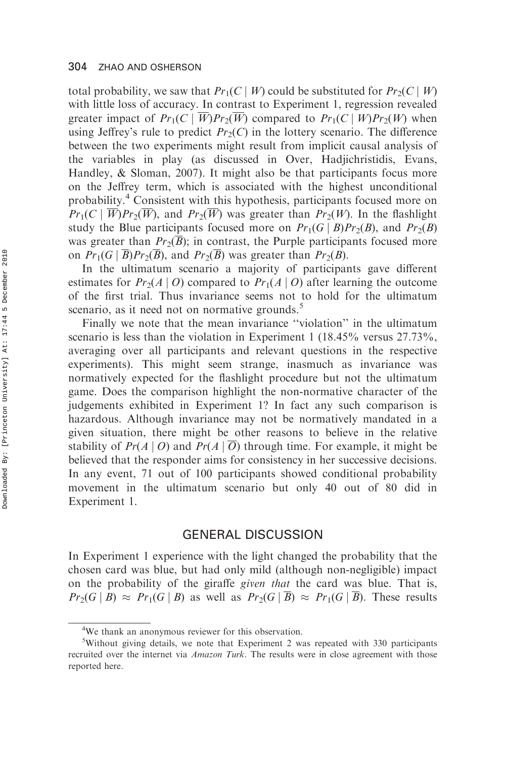total probability, we saw that $Pr_1(C \mid W)$ could be substituted for $Pr_2(C \mid W)$ with little loss of accuracy. In contrast to Experiment 1, regression revealed greater impact of $Pr_1(C \mid \overline{W})Pr_2(\overline{W})$ compared to $Pr_1(C \mid W)Pr_2(W)$ when using Jeffrey's rule to predict $Pr_2(C)$ in the lottery scenario. The difference between the two experiments might result from implicit causal analysis of the variables in play (as discussed in Over, Hadjichristidis, Evans, Handley, & Sloman, 2007). It might also be that participants focus more on the Jeffrey term, which is associated with the highest unconditional probability.[4] Consistent with this hypothesis, participants focused more on $Pr_1(C \mid \overline{W})Pr_2(\overline{W})$, and $Pr_2(\overline{W})$ was greater than $Pr_2(W)$. In the flashlight study the Blue participants focused more on $Pr_1(G \mid B)Pr_2(B)$, and $Pr_2(B)$ was greater than $Pr_2(\overline{B})$; in contrast, the Purple participants focused more on $Pr_1(G \mid \overline{B})Pr_2(\overline{B})$, and $Pr_2(\overline{B})$ was greater than $Pr_2(B)$.

In the ultimatum scenario a majority of participants gave different estimates for $Pr_2(A \mid O)$ compared to $Pr_1(A \mid O)$ after learning the outcome of the first trial. Thus invariance seems not to hold for the ultimatum scenario, as it need not on normative grounds.[5]

Finally we note that the mean invariance "violation" in the ultimatum scenario is less than the violation in Experiment 1 (18.45% versus 27.73%, averaging over all participants and relevant questions in the respective experiments). This might seem strange, inasmuch as invariance was normatively expected for the flashlight procedure but not the ultimatum game. Does the comparison highlight the non-normative character of the judgements exhibited in Experiment 1? In fact any such comparison is hazardous. Although invariance may not be normatively mandated in a given situation, there might be other reasons to believe in the relative stability of $Pr(A \mid O)$ and $Pr(A \mid \overline{O})$ through time. For example, it might be believed that the responder aims for consistency in her successive decisions. In any event, 71 out of 100 participants showed conditional probability movement in the ultimatum scenario but only 40 out of 80 did in Experiment 1.

## GENERAL DISCUSSION

In Experiment 1 experience with the light changed the probability that the chosen card was blue, but had only mild (although non-negligible) impact on the probability of the giraffe *given that* the card was blue. That is, $Pr_2(G \mid B) \approx Pr_1(G \mid B)$ as well as $Pr_2(G \mid \overline{B}) \approx Pr_1(G \mid \overline{B})$. These results

[4] We thank an anonymous reviewer for this observation.

[5] Without giving details, we note that Experiment 2 was repeated with 330 participants recruited over the internet via *Amazon Turk*. The results were in close agreement with those reported here.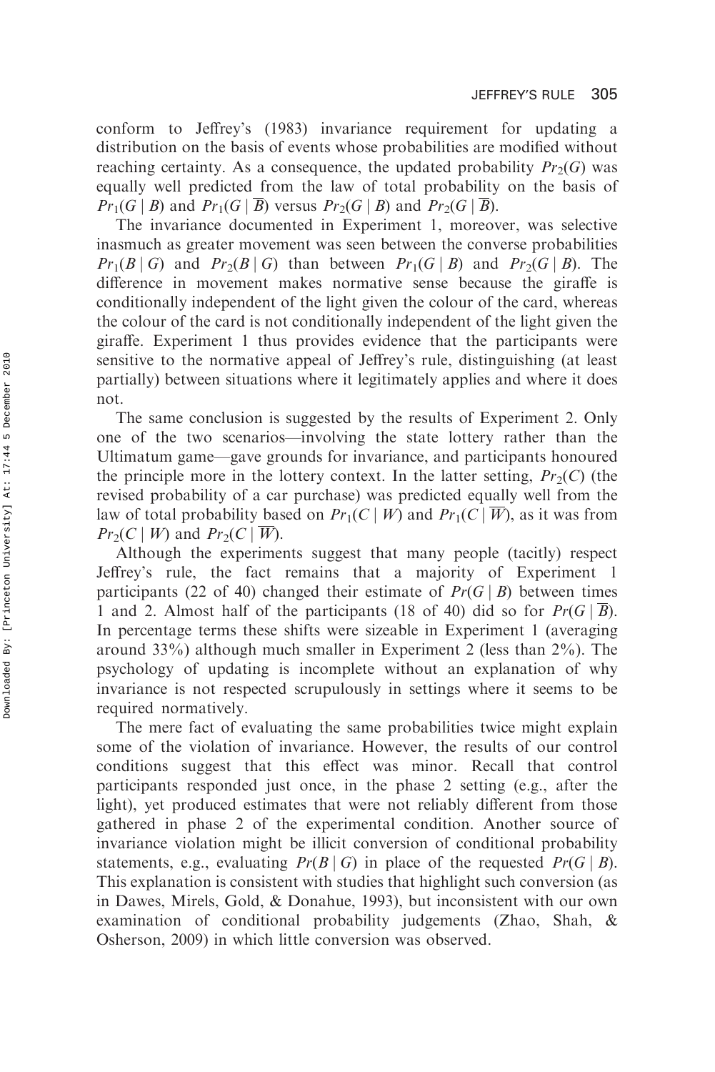conform to Jeffrey's (1983) invariance requirement for updating a distribution on the basis of events whose probabilities are modified without reaching certainty. As a consequence, the updated probability $Pr_2(G)$ was equally well predicted from the law of total probability on the basis of $Pr_1(G \mid B)$ and $Pr_1(G \mid \overline{B})$ versus $Pr_2(G \mid B)$ and $Pr_2(G \mid \overline{B})$.

The invariance documented in Experiment 1, moreover, was selective inasmuch as greater movement was seen between the converse probabilities $Pr_1(B \mid G)$ and $Pr_2(B \mid G)$ than between $Pr_1(G \mid B)$ and $Pr_2(G \mid B)$. The difference in movement makes normative sense because the giraffe is conditionally independent of the light given the colour of the card, whereas the colour of the card is not conditionally independent of the light given the giraffe. Experiment 1 thus provides evidence that the participants were sensitive to the normative appeal of Jeffrey's rule, distinguishing (at least partially) between situations where it legitimately applies and where it does not.

The same conclusion is suggested by the results of Experiment 2. Only one of the two scenarios—involving the state lottery rather than the Ultimatum game—gave grounds for invariance, and participants honoured the principle more in the lottery context. In the latter setting, $Pr_2(C)$ (the revised probability of a car purchase) was predicted equally well from the law of total probability based on $Pr_1(C \mid W)$ and $Pr_1(C \mid \overline{W})$, as it was from $Pr_2(C \mid W)$ and $Pr_2(C \mid \overline{W})$.

Although the experiments suggest that many people (tacitly) respect Jeffrey's rule, the fact remains that a majority of Experiment 1 participants (22 of 40) changed their estimate of $Pr(G \mid B)$ between times 1 and 2. Almost half of the participants (18 of 40) did so for $Pr(G \mid \overline{B})$. In percentage terms these shifts were sizeable in Experiment 1 (averaging around 33%) although much smaller in Experiment 2 (less than 2%). The psychology of updating is incomplete without an explanation of why invariance is not respected scrupulously in settings where it seems to be required normatively.

The mere fact of evaluating the same probabilities twice might explain some of the violation of invariance. However, the results of our control conditions suggest that this effect was minor. Recall that control participants responded just once, in the phase 2 setting (e.g., after the light), yet produced estimates that were not reliably different from those gathered in phase 2 of the experimental condition. Another source of invariance violation might be illicit conversion of conditional probability statements, e.g., evaluating $Pr(B \mid G)$ in place of the requested $Pr(G \mid B)$. This explanation is consistent with studies that highlight such conversion (as in Dawes, Mirels, Gold, & Donahue, 1993), but inconsistent with our own examination of conditional probability judgements (Zhao, Shah, & Osherson, 2009) in which little conversion was observed.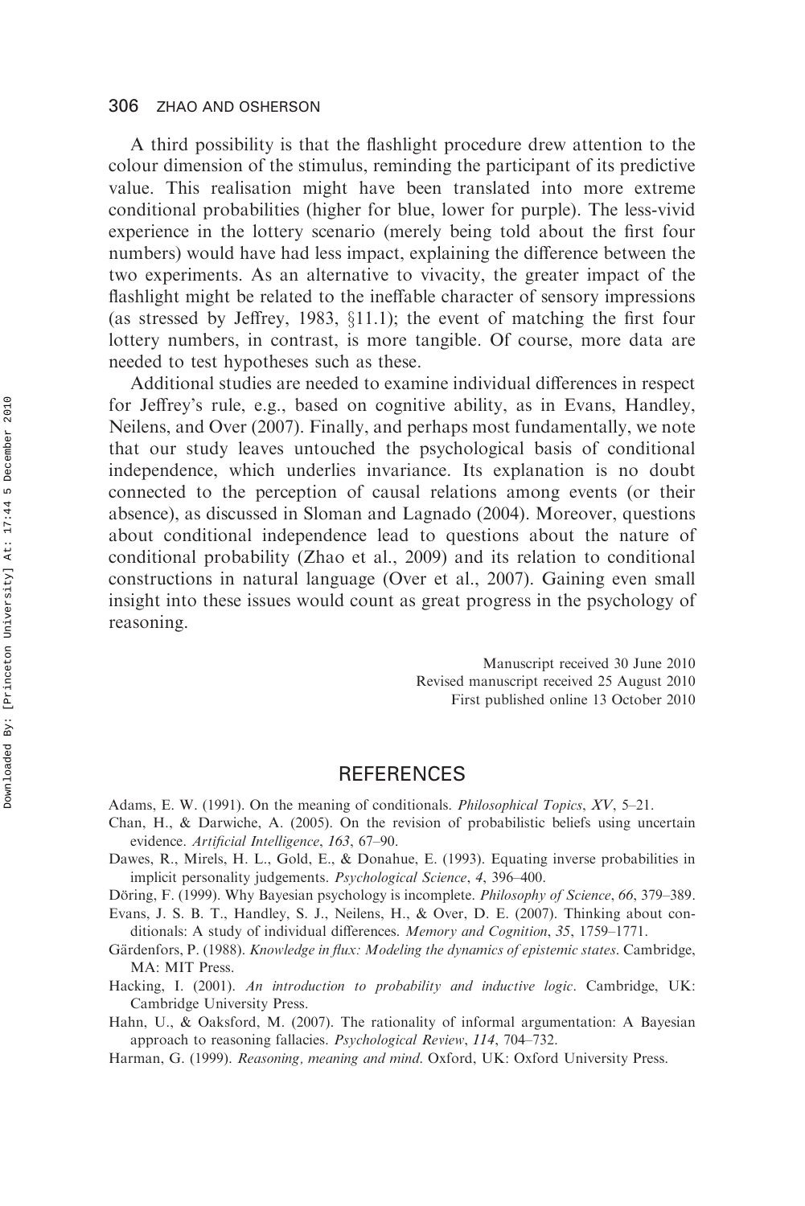A third possibility is that the flashlight procedure drew attention to the colour dimension of the stimulus, reminding the participant of its predictive value. This realisation might have been translated into more extreme conditional probabilities (higher for blue, lower for purple). The less-vivid experience in the lottery scenario (merely being told about the first four numbers) would have had less impact, explaining the difference between the two experiments. As an alternative to vivacity, the greater impact of the flashlight might be related to the ineffable character of sensory impressions (as stressed by Jeffrey, 1983, §11.1); the event of matching the first four lottery numbers, in contrast, is more tangible. Of course, more data are needed to test hypotheses such as these.

Additional studies are needed to examine individual differences in respect for Jeffrey's rule, e.g., based on cognitive ability, as in Evans, Handley, Neilens, and Over (2007). Finally, and perhaps most fundamentally, we note that our study leaves untouched the psychological basis of conditional independence, which underlies invariance. Its explanation is no doubt connected to the perception of causal relations among events (or their absence), as discussed in Sloman and Lagnado (2004). Moreover, questions about conditional independence lead to questions about the nature of conditional probability (Zhao et al., 2009) and its relation to conditional constructions in natural language (Over et al., 2007). Gaining even small insight into these issues would count as great progress in the psychology of reasoning.

Manuscript received 30 June 2010
Revised manuscript received 25 August 2010
First published online 13 October 2010

## REFERENCES

Adams, E. W. (1991). On the meaning of conditionals. *Philosophical Topics*, *XV*, 5–21.

Chan, H., & Darwiche, A. (2005). On the revision of probabilistic beliefs using uncertain evidence. *Artificial Intelligence*, *163*, 67–90.

Dawes, R., Mirels, H. L., Gold, E., & Donahue, E. (1993). Equating inverse probabilities in implicit personality judgements. *Psychological Science*, *4*, 396–400.

Döring, F. (1999). Why Bayesian psychology is incomplete. *Philosophy of Science*, *66*, 379–389.

Evans, J. S. B. T., Handley, S. J., Neilens, H., & Over, D. E. (2007). Thinking about conditionals: A study of individual differences. *Memory and Cognition*, *35*, 1759–1771.

Gärdenfors, P. (1988). *Knowledge in flux: Modeling the dynamics of epistemic states*. Cambridge, MA: MIT Press.

Hacking, I. (2001). *An introduction to probability and inductive logic*. Cambridge, UK: Cambridge University Press.

Hahn, U., & Oaksford, M. (2007). The rationality of informal argumentation: A Bayesian approach to reasoning fallacies. *Psychological Review*, *114*, 704–732.

Harman, G. (1999). *Reasoning, meaning and mind*. Oxford, UK: Oxford University Press.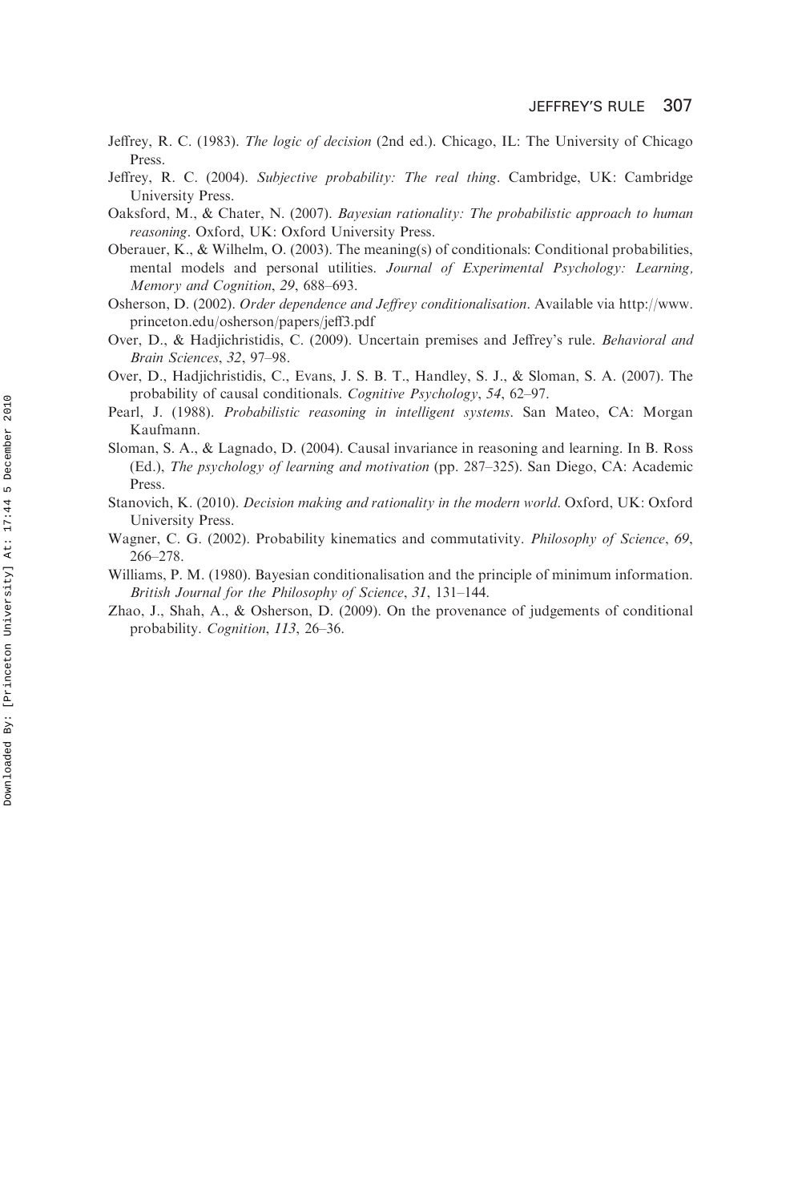Jeffrey, R. C. (1983). *The logic of decision* (2nd ed.). Chicago, IL: The University of Chicago Press.

Jeffrey, R. C. (2004). *Subjective probability: The real thing*. Cambridge, UK: Cambridge University Press.

Oaksford, M., & Chater, N. (2007). *Bayesian rationality: The probabilistic approach to human reasoning*. Oxford, UK: Oxford University Press.

Oberauer, K., & Wilhelm, O. (2003). The meaning(s) of conditionals: Conditional probabilities, mental models and personal utilities. *Journal of Experimental Psychology: Learning, Memory and Cognition*, *29*, 688–693.

Osherson, D. (2002). *Order dependence and Jeffrey conditionalisation*. Available via http://www.princeton.edu/osherson/papers/jeff3.pdf

Over, D., & Hadjichristidis, C. (2009). Uncertain premises and Jeffrey's rule. *Behavioral and Brain Sciences*, *32*, 97–98.

Over, D., Hadjichristidis, C., Evans, J. S. B. T., Handley, S. J., & Sloman, S. A. (2007). The probability of causal conditionals. *Cognitive Psychology*, *54*, 62–97.

Pearl, J. (1988). *Probabilistic reasoning in intelligent systems*. San Mateo, CA: Morgan Kaufmann.

Sloman, S. A., & Lagnado, D. (2004). Causal invariance in reasoning and learning. In B. Ross (Ed.), *The psychology of learning and motivation* (pp. 287–325). San Diego, CA: Academic Press.

Stanovich, K. (2010). *Decision making and rationality in the modern world*. Oxford, UK: Oxford University Press.

Wagner, C. G. (2002). Probability kinematics and commutativity. *Philosophy of Science*, *69*, 266–278.

Williams, P. M. (1980). Bayesian conditionalisation and the principle of minimum information. *British Journal for the Philosophy of Science*, *31*, 131–144.

Zhao, J., Shah, A., & Osherson, D. (2009). On the provenance of judgements of conditional probability. *Cognition*, *113*, 26–36.